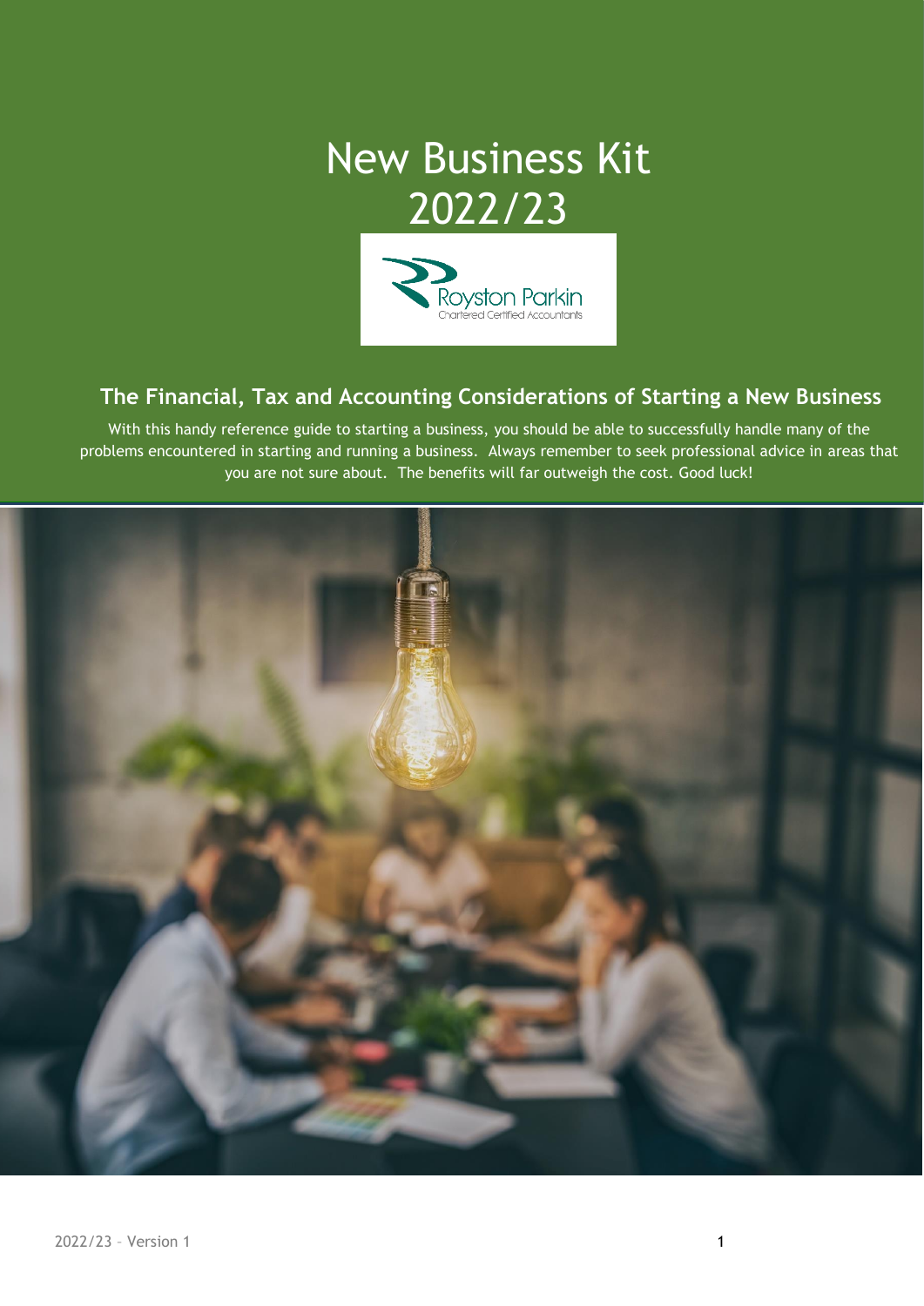# New Business Kit 2022/23

Royston Parkin
Chartered Certified Accountants

## The Financial, Tax and Accounting Considerations of Starting a New Business

With this handy reference guide to starting a business, you should be able to successfully handle many of the problems encountered in starting and running a business. Always remember to seek professional advice in areas that you are not sure about. The benefits will far outweigh the cost. Good luck!

2022/23 – Version 1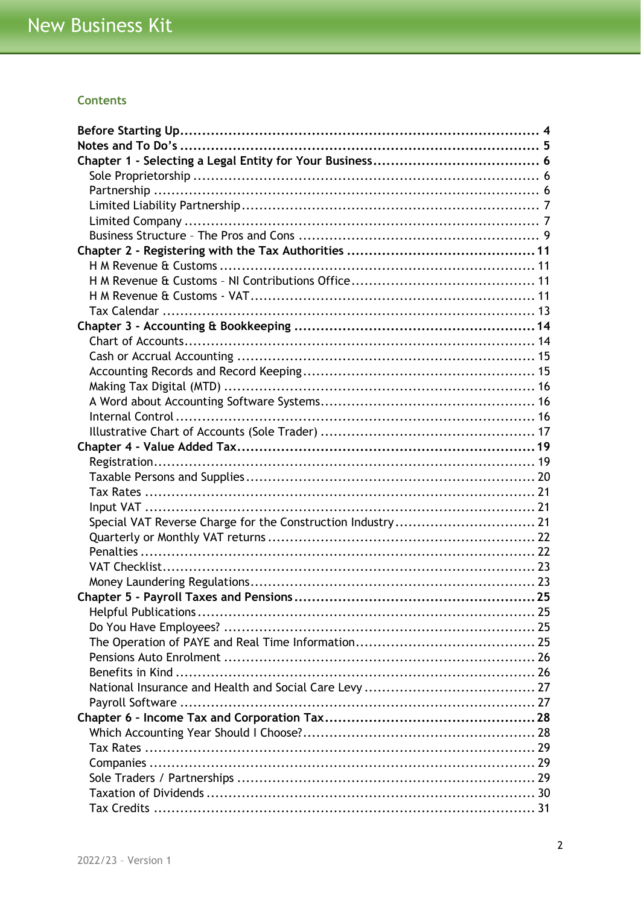## Contents

**Before Starting Up** .......... 4
**Notes and To Do's** .......... 5
**Chapter 1 - Selecting a Legal Entity for Your Business** .......... 6
- Sole Proprietorship .......... 6
- Partnership .......... 6
- Limited Liability Partnership .......... 7
- Limited Company .......... 7
- Business Structure – The Pros and Cons .......... 9

**Chapter 2 - Registering with the Tax Authorities** .......... 11
- H M Revenue & Customs .......... 11
- H M Revenue & Customs – NI Contributions Office .......... 11
- H M Revenue & Customs - VAT .......... 11
- Tax Calendar .......... 13

**Chapter 3 - Accounting & Bookkeeping** .......... 14
- Chart of Accounts .......... 14
- Cash or Accrual Accounting .......... 15
- Accounting Records and Record Keeping .......... 15
- Making Tax Digital (MTD) .......... 16
- A Word about Accounting Software Systems .......... 16
- Internal Control .......... 16
- Illustrative Chart of Accounts (Sole Trader) .......... 17

**Chapter 4 - Value Added Tax** .......... 19
- Registration .......... 19
- Taxable Persons and Supplies .......... 20
- Tax Rates .......... 21
- Input VAT .......... 21
- Special VAT Reverse Charge for the Construction Industry .......... 21
- Quarterly or Monthly VAT returns .......... 22
- Penalties .......... 22
- VAT Checklist .......... 23
- Money Laundering Regulations .......... 23

**Chapter 5 - Payroll Taxes and Pensions** .......... 25
- Helpful Publications .......... 25
- Do You Have Employees? .......... 25
- The Operation of PAYE and Real Time Information .......... 25
- Pensions Auto Enrolment .......... 26
- Benefits in Kind .......... 26
- National Insurance and Health and Social Care Levy .......... 27
- Payroll Software .......... 27

**Chapter 6 – Income Tax and Corporation Tax** .......... 28
- Which Accounting Year Should I Choose? .......... 28
- Tax Rates .......... 29
- Companies .......... 29
- Sole Traders / Partnerships .......... 29
- Taxation of Dividends .......... 30
- Tax Credits .......... 31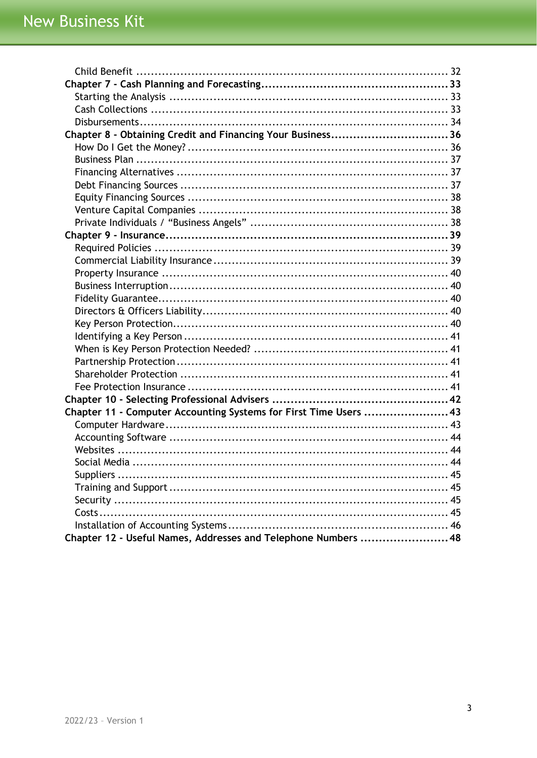Child Benefit ..................................................................................... 32

**Chapter 7 - Cash Planning and Forecasting.................................................. 33**

Starting the Analysis ............................................................................ 33

Cash Collections ................................................................................. 33

Disbursements.................................................................................... 34

**Chapter 8 - Obtaining Credit and Financing Your Business................................ 36**

How Do I Get the Money? ....................................................................... 36

Business Plan ..................................................................................... 37

Financing Alternatives .......................................................................... 37

Debt Financing Sources ......................................................................... 37

Equity Financing Sources ....................................................................... 38

Venture Capital Companies .................................................................... 38

Private Individuals / "Business Angels" ...................................................... 38

**Chapter 9 - Insurance............................................................................. 39**

Required Policies ................................................................................ 39

Commercial Liability Insurance ................................................................ 39

Property Insurance .............................................................................. 40

Business Interruption............................................................................ 40

Fidelity Guarantee............................................................................... 40

Directors & Officers Liability................................................................... 40

Key Person Protection........................................................................... 40

Identifying a Key Person ........................................................................ 41

When is Key Person Protection Needed? ..................................................... 41

Partnership Protection .......................................................................... 41

Shareholder Protection ......................................................................... 41

Fee Protection Insurance ....................................................................... 41

**Chapter 10 - Selecting Professional Advisers ................................................ 42**

**Chapter 11 - Computer Accounting Systems for First Time Users ....................... 43**

Computer Hardware............................................................................. 43

Accounting Software ............................................................................ 44

Websites .......................................................................................... 44

Social Media ...................................................................................... 44

Suppliers ......................................................................................... 45

Training and Support ............................................................................ 45

Security .......................................................................................... 45

Costs............................................................................................... 45

Installation of Accounting Systems............................................................ 46

**Chapter 12 - Useful Names, Addresses and Telephone Numbers ........................ 48**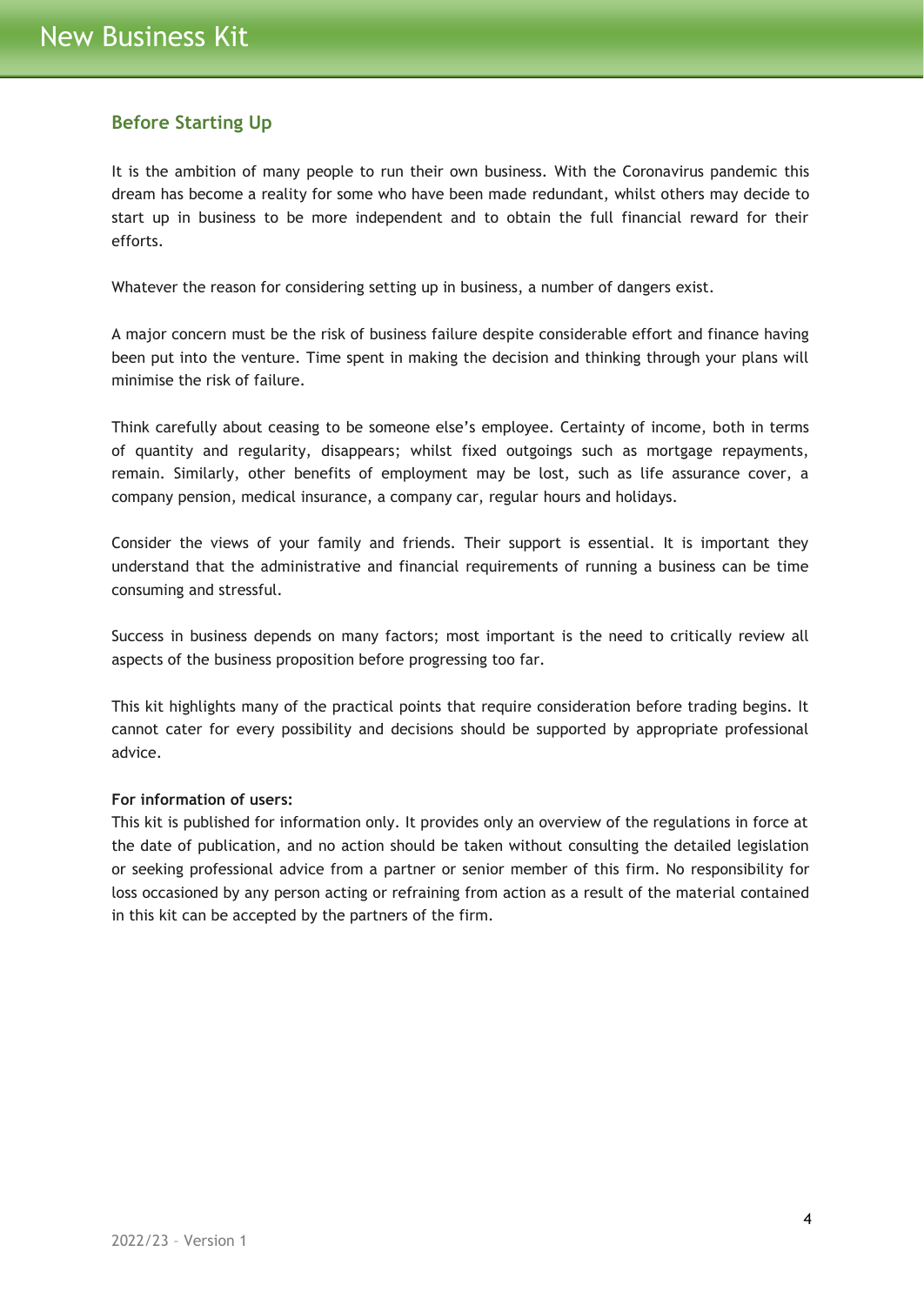## Before Starting Up

It is the ambition of many people to run their own business. With the Coronavirus pandemic this dream has become a reality for some who have been made redundant, whilst others may decide to start up in business to be more independent and to obtain the full financial reward for their efforts.

Whatever the reason for considering setting up in business, a number of dangers exist.

A major concern must be the risk of business failure despite considerable effort and finance having been put into the venture. Time spent in making the decision and thinking through your plans will minimise the risk of failure.

Think carefully about ceasing to be someone else's employee. Certainty of income, both in terms of quantity and regularity, disappears; whilst fixed outgoings such as mortgage repayments, remain. Similarly, other benefits of employment may be lost, such as life assurance cover, a company pension, medical insurance, a company car, regular hours and holidays.

Consider the views of your family and friends. Their support is essential. It is important they understand that the administrative and financial requirements of running a business can be time consuming and stressful.

Success in business depends on many factors; most important is the need to critically review all aspects of the business proposition before progressing too far.

This kit highlights many of the practical points that require consideration before trading begins. It cannot cater for every possibility and decisions should be supported by appropriate professional advice.

**For information of users:**

This kit is published for information only. It provides only an overview of the regulations in force at the date of publication, and no action should be taken without consulting the detailed legislation or seeking professional advice from a partner or senior member of this firm. No responsibility for loss occasioned by any person acting or refraining from action as a result of the material contained in this kit can be accepted by the partners of the firm.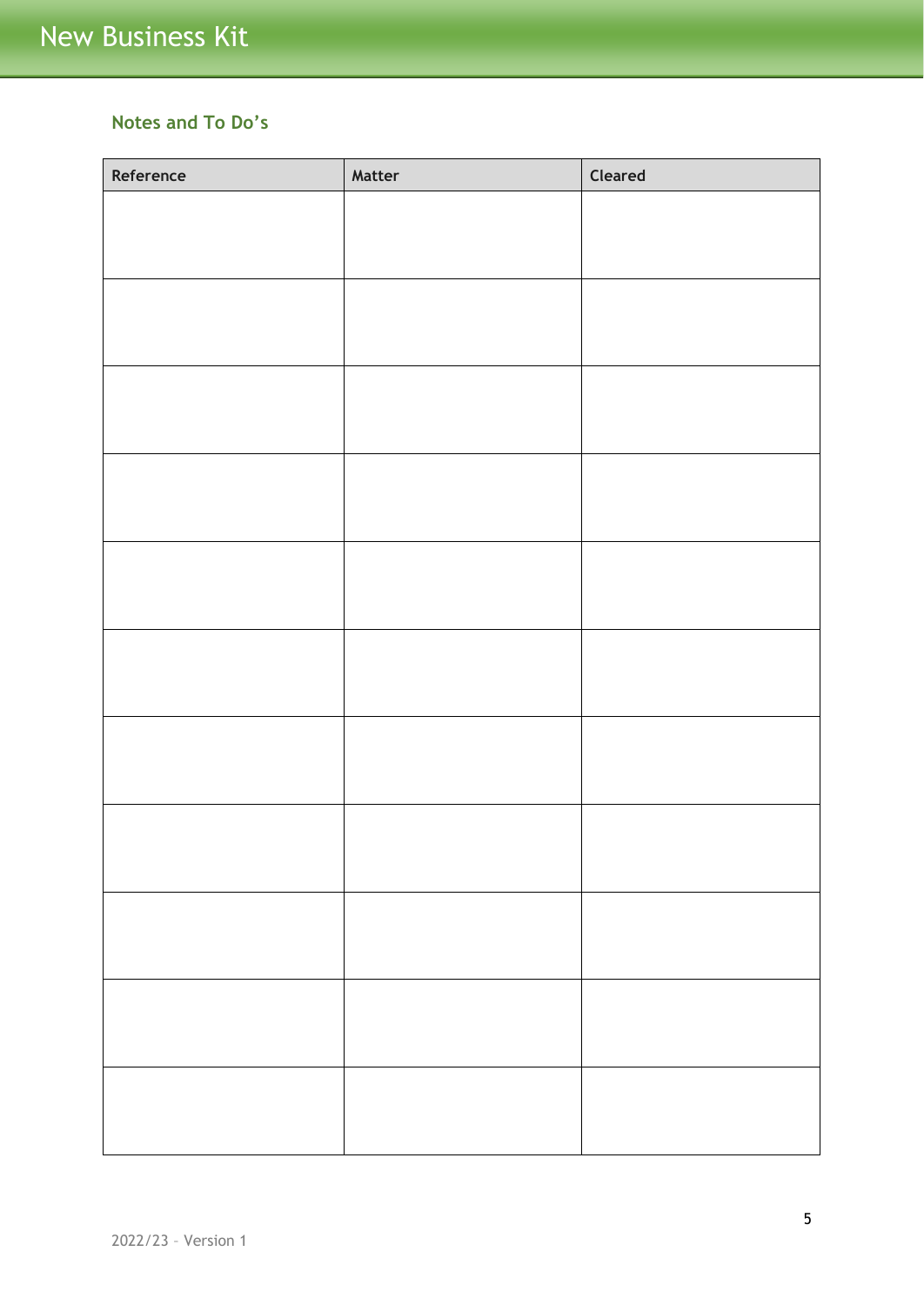## Notes and To Do's

| Reference | Matter | Cleared |
| --- | --- | --- |
| | | |
| | | |
| | | |
| | | |
| | | |
| | | |
| | | |
| | | |
| | | |
| | | |
| | | |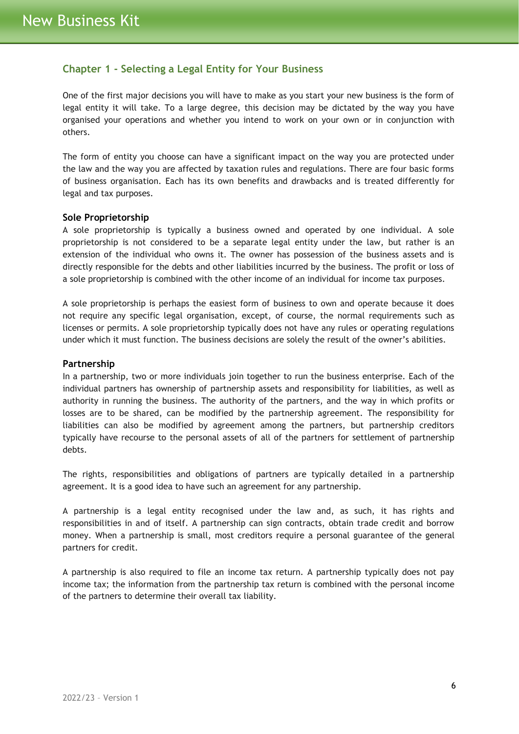## Chapter 1 - Selecting a Legal Entity for Your Business

One of the first major decisions you will have to make as you start your new business is the form of legal entity it will take. To a large degree, this decision may be dictated by the way you have organised your operations and whether you intend to work on your own or in conjunction with others.

The form of entity you choose can have a significant impact on the way you are protected under the law and the way you are affected by taxation rules and regulations. There are four basic forms of business organisation. Each has its own benefits and drawbacks and is treated differently for legal and tax purposes.

### Sole Proprietorship

A sole proprietorship is typically a business owned and operated by one individual. A sole proprietorship is not considered to be a separate legal entity under the law, but rather is an extension of the individual who owns it. The owner has possession of the business assets and is directly responsible for the debts and other liabilities incurred by the business. The profit or loss of a sole proprietorship is combined with the other income of an individual for income tax purposes.

A sole proprietorship is perhaps the easiest form of business to own and operate because it does not require any specific legal organisation, except, of course, the normal requirements such as licenses or permits. A sole proprietorship typically does not have any rules or operating regulations under which it must function. The business decisions are solely the result of the owner's abilities.

### Partnership

In a partnership, two or more individuals join together to run the business enterprise. Each of the individual partners has ownership of partnership assets and responsibility for liabilities, as well as authority in running the business. The authority of the partners, and the way in which profits or losses are to be shared, can be modified by the partnership agreement. The responsibility for liabilities can also be modified by agreement among the partners, but partnership creditors typically have recourse to the personal assets of all of the partners for settlement of partnership debts.

The rights, responsibilities and obligations of partners are typically detailed in a partnership agreement. It is a good idea to have such an agreement for any partnership.

A partnership is a legal entity recognised under the law and, as such, it has rights and responsibilities in and of itself. A partnership can sign contracts, obtain trade credit and borrow money. When a partnership is small, most creditors require a personal guarantee of the general partners for credit.

A partnership is also required to file an income tax return. A partnership typically does not pay income tax; the information from the partnership tax return is combined with the personal income of the partners to determine their overall tax liability.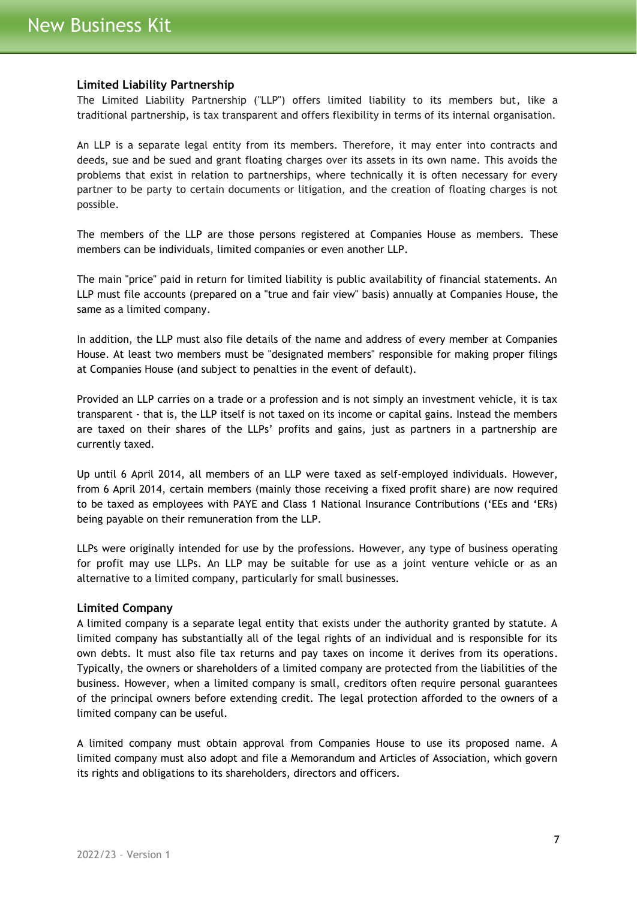## Limited Liability Partnership

The Limited Liability Partnership ("LLP") offers limited liability to its members but, like a traditional partnership, is tax transparent and offers flexibility in terms of its internal organisation.

An LLP is a separate legal entity from its members. Therefore, it may enter into contracts and deeds, sue and be sued and grant floating charges over its assets in its own name. This avoids the problems that exist in relation to partnerships, where technically it is often necessary for every partner to be party to certain documents or litigation, and the creation of floating charges is not possible.

The members of the LLP are those persons registered at Companies House as members. These members can be individuals, limited companies or even another LLP.

The main "price" paid in return for limited liability is public availability of financial statements. An LLP must file accounts (prepared on a "true and fair view" basis) annually at Companies House, the same as a limited company.

In addition, the LLP must also file details of the name and address of every member at Companies House. At least two members must be "designated members" responsible for making proper filings at Companies House (and subject to penalties in the event of default).

Provided an LLP carries on a trade or a profession and is not simply an investment vehicle, it is tax transparent - that is, the LLP itself is not taxed on its income or capital gains. Instead the members are taxed on their shares of the LLPs' profits and gains, just as partners in a partnership are currently taxed.

Up until 6 April 2014, all members of an LLP were taxed as self-employed individuals. However, from 6 April 2014, certain members (mainly those receiving a fixed profit share) are now required to be taxed as employees with PAYE and Class 1 National Insurance Contributions ('EEs and 'ERs) being payable on their remuneration from the LLP.

LLPs were originally intended for use by the professions. However, any type of business operating for profit may use LLPs. An LLP may be suitable for use as a joint venture vehicle or as an alternative to a limited company, particularly for small businesses.

## Limited Company

A limited company is a separate legal entity that exists under the authority granted by statute. A limited company has substantially all of the legal rights of an individual and is responsible for its own debts. It must also file tax returns and pay taxes on income it derives from its operations. Typically, the owners or shareholders of a limited company are protected from the liabilities of the business. However, when a limited company is small, creditors often require personal guarantees of the principal owners before extending credit. The legal protection afforded to the owners of a limited company can be useful.

A limited company must obtain approval from Companies House to use its proposed name. A limited company must also adopt and file a Memorandum and Articles of Association, which govern its rights and obligations to its shareholders, directors and officers.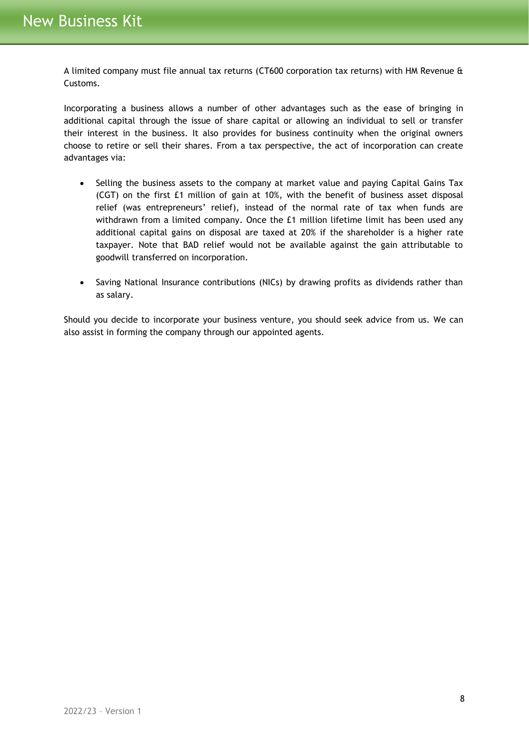A limited company must file annual tax returns (CT600 corporation tax returns) with HM Revenue & Customs.

Incorporating a business allows a number of other advantages such as the ease of bringing in additional capital through the issue of share capital or allowing an individual to sell or transfer their interest in the business. It also provides for business continuity when the original owners choose to retire or sell their shares. From a tax perspective, the act of incorporation can create advantages via:

- Selling the business assets to the company at market value and paying Capital Gains Tax (CGT) on the first £1 million of gain at 10%, with the benefit of business asset disposal relief (was entrepreneurs' relief), instead of the normal rate of tax when funds are withdrawn from a limited company. Once the £1 million lifetime limit has been used any additional capital gains on disposal are taxed at 20% if the shareholder is a higher rate taxpayer. Note that BAD relief would not be available against the gain attributable to goodwill transferred on incorporation.

- Saving National Insurance contributions (NICs) by drawing profits as dividends rather than as salary.

Should you decide to incorporate your business venture, you should seek advice from us. We can also assist in forming the company through our appointed agents.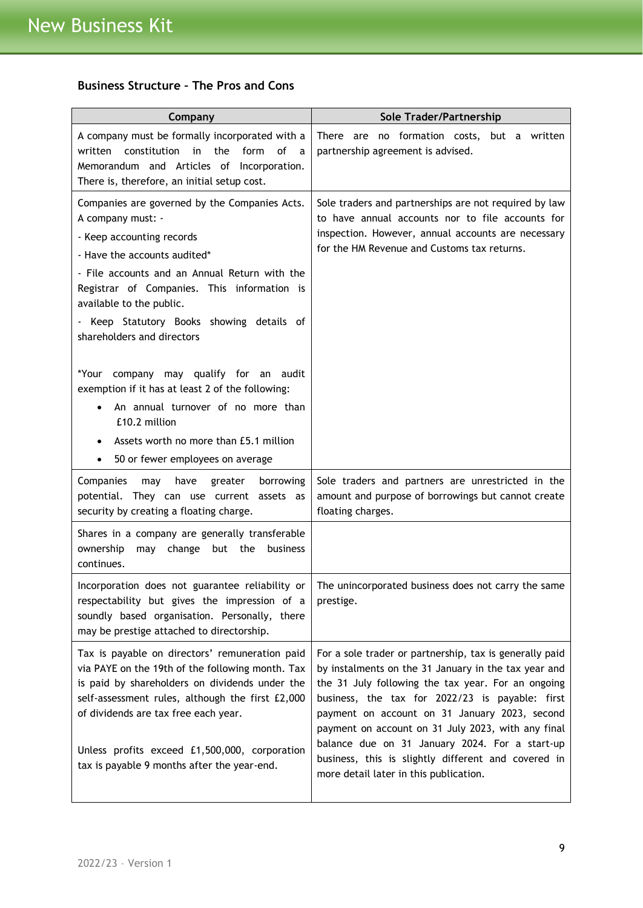### Business Structure – The Pros and Cons

| Company | Sole Trader/Partnership |
|---|---|
| A company must be formally incorporated with a written constitution in the form of a Memorandum and Articles of Incorporation. There is, therefore, an initial setup cost. | There are no formation costs, but a written partnership agreement is advised. |
| Companies are governed by the Companies Acts. A company must: -<br>- Keep accounting records<br>- Have the accounts audited*<br>- File accounts and an Annual Return with the Registrar of Companies. This information is available to the public.<br>- Keep Statutory Books showing details of shareholders and directors<br><br>*Your company may qualify for an audit exemption if it has at least 2 of the following:<br>• An annual turnover of no more than £10.2 million<br>• Assets worth no more than £5.1 million<br>• 50 or fewer employees on average | Sole traders and partnerships are not required by law to have annual accounts nor to file accounts for inspection. However, annual accounts are necessary for the HM Revenue and Customs tax returns. |
| Companies may have greater borrowing potential. They can use current assets as security by creating a floating charge. | Sole traders and partners are unrestricted in the amount and purpose of borrowings but cannot create floating charges. |
| Shares in a company are generally transferable ownership may change but the business continues. | |
| Incorporation does not guarantee reliability or respectability but gives the impression of a soundly based organisation. Personally, there may be prestige attached to directorship. | The unincorporated business does not carry the same prestige. |
| Tax is payable on directors' remuneration paid via PAYE on the 19th of the following month. Tax is paid by shareholders on dividends under the self-assessment rules, although the first £2,000 of dividends are tax free each year.<br><br>Unless profits exceed £1,500,000, corporation tax is payable 9 months after the year-end. | For a sole trader or partnership, tax is generally paid by instalments on the 31 January in the tax year and the 31 July following the tax year. For an ongoing business, the tax for 2022/23 is payable: first payment on account on 31 January 2023, second payment on account on 31 July 2023, with any final balance due on 31 January 2024. For a start-up business, this is slightly different and covered in more detail later in this publication. |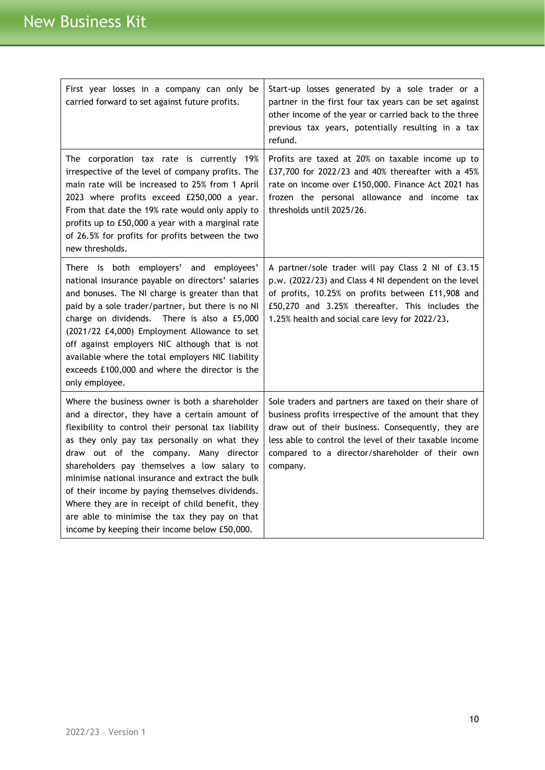| | |
|---|---|
| First year losses in a company can only be carried forward to set against future profits. | Start-up losses generated by a sole trader or a partner in the first four tax years can be set against other income of the year or carried back to the three previous tax years, potentially resulting in a tax refund. |
| The corporation tax rate is currently 19% irrespective of the level of company profits. The main rate will be increased to 25% from 1 April 2023 where profits exceed £250,000 a year. From that date the 19% rate would only apply to profits up to £50,000 a year with a marginal rate of 26.5% for profits for profits between the two new thresholds. | Profits are taxed at 20% on taxable income up to £37,700 for 2022/23 and 40% thereafter with a 45% rate on income over £150,000. Finance Act 2021 has frozen the personal allowance and income tax thresholds until 2025/26. |
| There is both employers' and employees' national insurance payable on directors' salaries and bonuses. The NI charge is greater than that paid by a sole trader/partner, but there is no NI charge on dividends. There is also a £5,000 (2021/22 £4,000) Employment Allowance to set off against employers NIC although that is not available where the total employers NIC liability exceeds £100,000 and where the director is the only employee. | A partner/sole trader will pay Class 2 NI of £3.15 p.w. (2022/23) and Class 4 NI dependent on the level of profits, 10.25% on profits between £11,908 and £50,270 and 3.25% thereafter. This includes the 1.25% health and social care levy for 2022/23. |
| Where the business owner is both a shareholder and a director, they have a certain amount of flexibility to control their personal tax liability as they only pay tax personally on what they draw out of the company. Many director shareholders pay themselves a low salary to minimise national insurance and extract the bulk of their income by paying themselves dividends. Where they are in receipt of child benefit, they are able to minimise the tax they pay on that income by keeping their income below £50,000. | Sole traders and partners are taxed on their share of business profits irrespective of the amount that they draw out of their business. Consequently, they are less able to control the level of their taxable income compared to a director/shareholder of their own company. |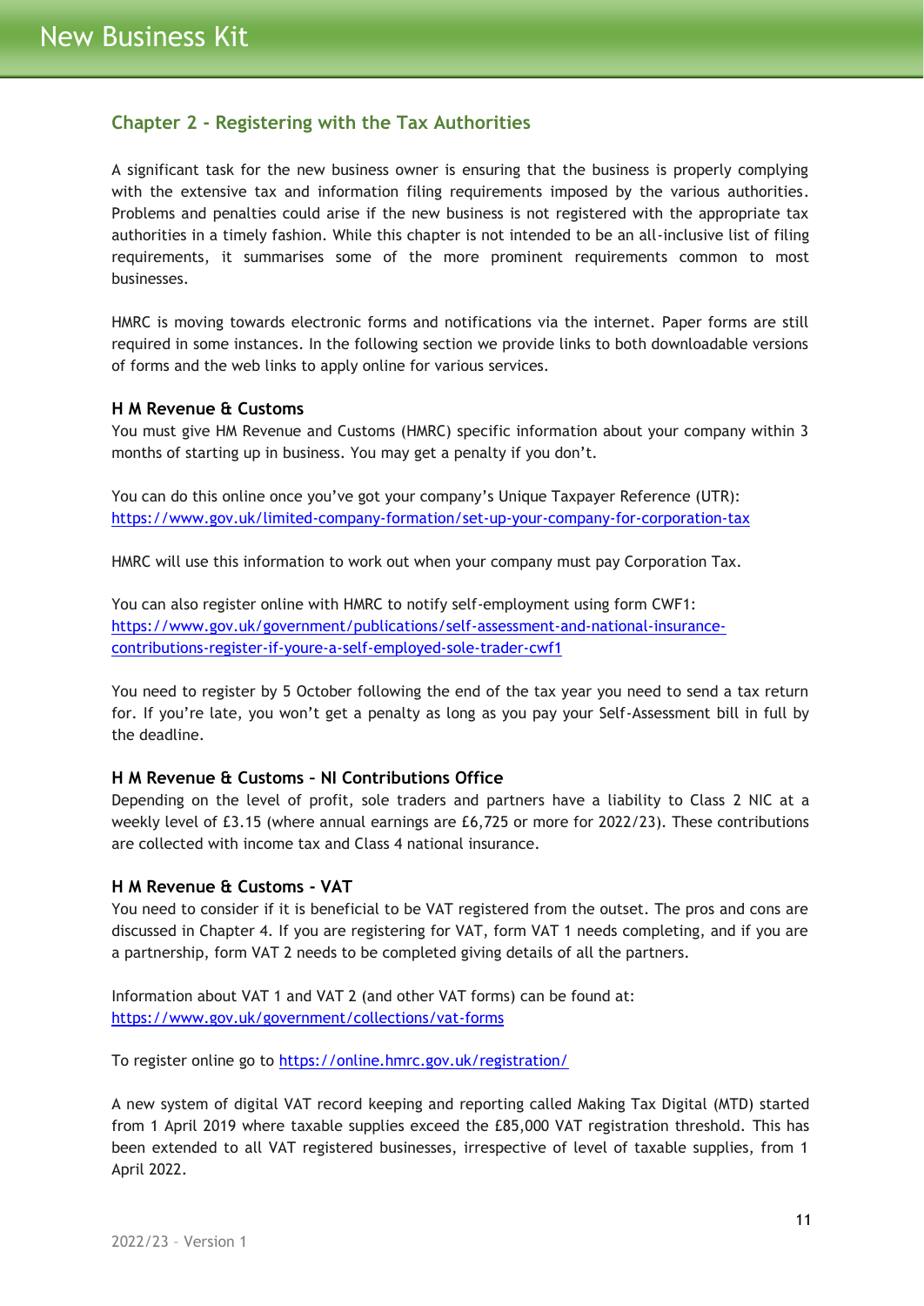## Chapter 2 - Registering with the Tax Authorities

A significant task for the new business owner is ensuring that the business is properly complying with the extensive tax and information filing requirements imposed by the various authorities. Problems and penalties could arise if the new business is not registered with the appropriate tax authorities in a timely fashion. While this chapter is not intended to be an all-inclusive list of filing requirements, it summarises some of the more prominent requirements common to most businesses.

HMRC is moving towards electronic forms and notifications via the internet. Paper forms are still required in some instances. In the following section we provide links to both downloadable versions of forms and the web links to apply online for various services.

### H M Revenue & Customs

You must give HM Revenue and Customs (HMRC) specific information about your company within 3 months of starting up in business. You may get a penalty if you don't.

You can do this online once you've got your company's Unique Taxpayer Reference (UTR):
https://www.gov.uk/limited-company-formation/set-up-your-company-for-corporation-tax

HMRC will use this information to work out when your company must pay Corporation Tax.

You can also register online with HMRC to notify self-employment using form CWF1:
https://www.gov.uk/government/publications/self-assessment-and-national-insurance-contributions-register-if-youre-a-self-employed-sole-trader-cwf1

You need to register by 5 October following the end of the tax year you need to send a tax return for. If you're late, you won't get a penalty as long as you pay your Self-Assessment bill in full by the deadline.

### H M Revenue & Customs – NI Contributions Office

Depending on the level of profit, sole traders and partners have a liability to Class 2 NIC at a weekly level of £3.15 (where annual earnings are £6,725 or more for 2022/23). These contributions are collected with income tax and Class 4 national insurance.

### H M Revenue & Customs - VAT

You need to consider if it is beneficial to be VAT registered from the outset. The pros and cons are discussed in Chapter 4. If you are registering for VAT, form VAT 1 needs completing, and if you are a partnership, form VAT 2 needs to be completed giving details of all the partners.

Information about VAT 1 and VAT 2 (and other VAT forms) can be found at:
https://www.gov.uk/government/collections/vat-forms

To register online go to https://online.hmrc.gov.uk/registration/

A new system of digital VAT record keeping and reporting called Making Tax Digital (MTD) started from 1 April 2019 where taxable supplies exceed the £85,000 VAT registration threshold. This has been extended to all VAT registered businesses, irrespective of level of taxable supplies, from 1 April 2022.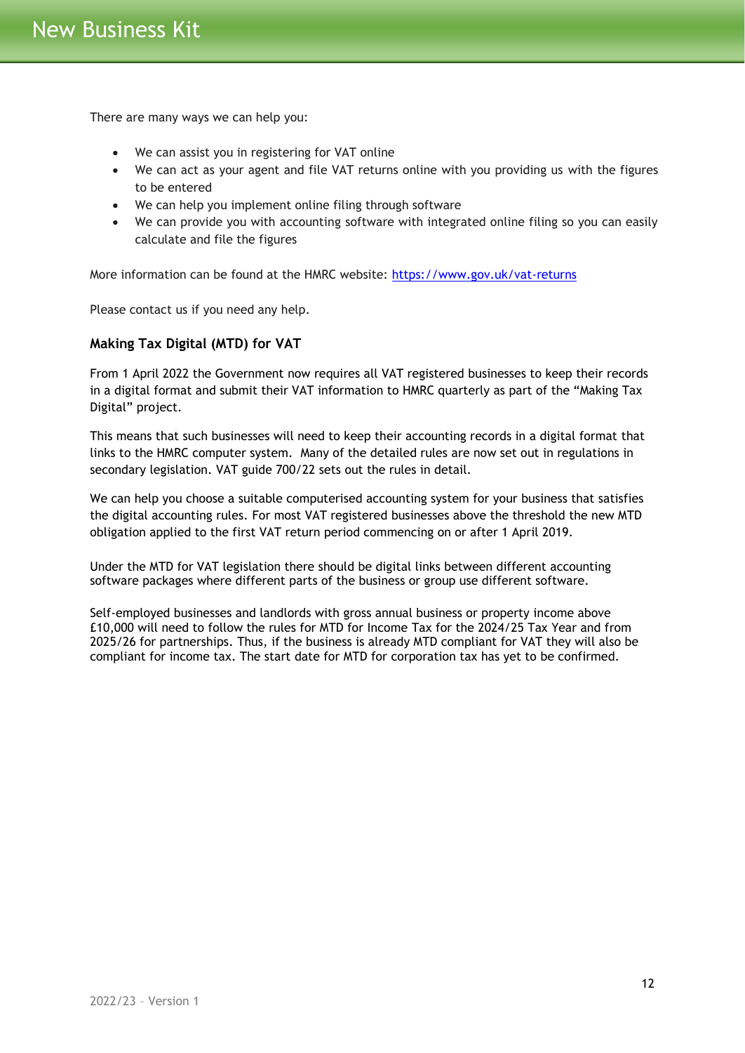There are many ways we can help you:

- We can assist you in registering for VAT online
- We can act as your agent and file VAT returns online with you providing us with the figures to be entered
- We can help you implement online filing through software
- We can provide you with accounting software with integrated online filing so you can easily calculate and file the figures

More information can be found at the HMRC website: [https://www.gov.uk/vat-returns](https://www.gov.uk/vat-returns)

Please contact us if you need any help.

### Making Tax Digital (MTD) for VAT

From 1 April 2022 the Government now requires all VAT registered businesses to keep their records in a digital format and submit their VAT information to HMRC quarterly as part of the "Making Tax Digital" project.

This means that such businesses will need to keep their accounting records in a digital format that links to the HMRC computer system. Many of the detailed rules are now set out in regulations in secondary legislation. VAT guide 700/22 sets out the rules in detail.

We can help you choose a suitable computerised accounting system for your business that satisfies the digital accounting rules. For most VAT registered businesses above the threshold the new MTD obligation applied to the first VAT return period commencing on or after 1 April 2019.

Under the MTD for VAT legislation there should be digital links between different accounting software packages where different parts of the business or group use different software.

Self-employed businesses and landlords with gross annual business or property income above £10,000 will need to follow the rules for MTD for Income Tax for the 2024/25 Tax Year and from 2025/26 for partnerships. Thus, if the business is already MTD compliant for VAT they will also be compliant for income tax. The start date for MTD for corporation tax has yet to be confirmed.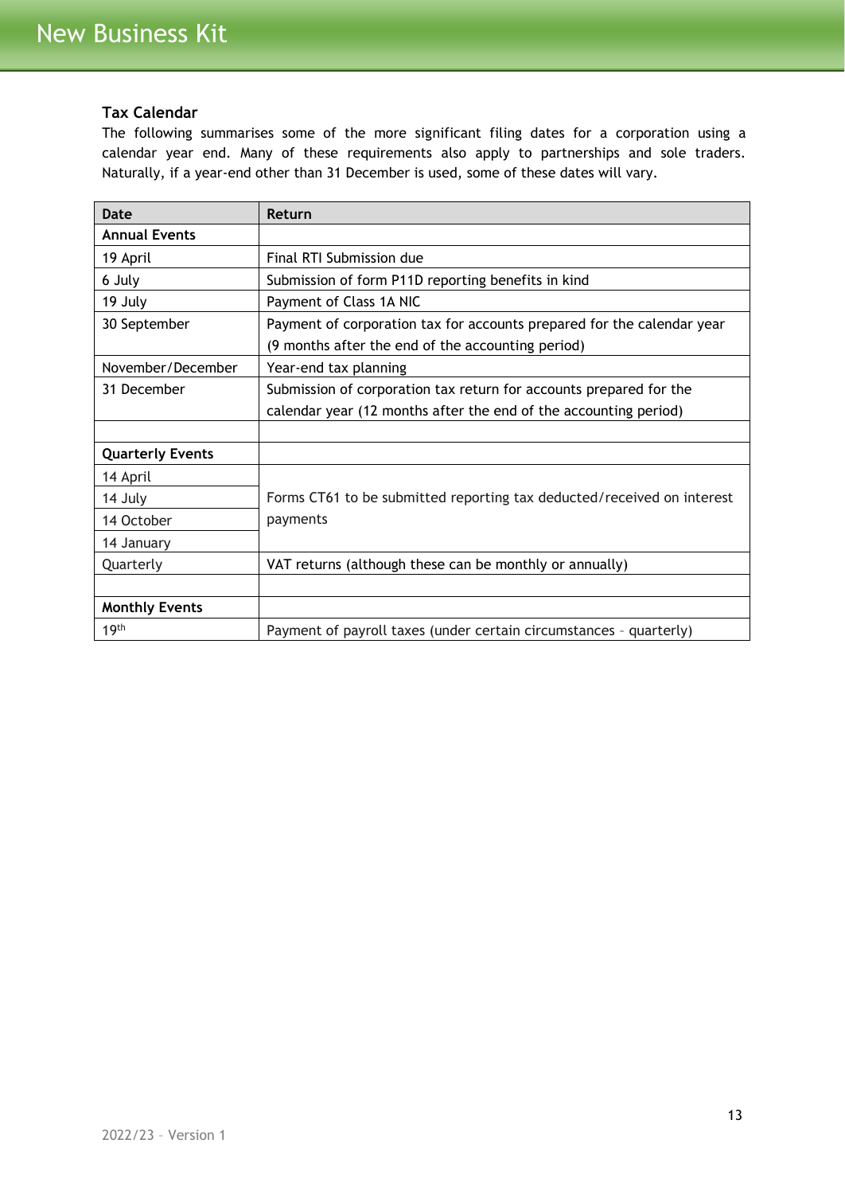### Tax Calendar

The following summarises some of the more significant filing dates for a corporation using a calendar year end. Many of these requirements also apply to partnerships and sole traders. Naturally, if a year-end other than 31 December is used, some of these dates will vary.

| Date | Return |
|---|---|
| **Annual Events** | |
| 19 April | Final RTI Submission due |
| 6 July | Submission of form P11D reporting benefits in kind |
| 19 July | Payment of Class 1A NIC |
| 30 September | Payment of corporation tax for accounts prepared for the calendar year (9 months after the end of the accounting period) |
| November/December | Year-end tax planning |
| 31 December | Submission of corporation tax return for accounts prepared for the calendar year (12 months after the end of the accounting period) |
| | |
| **Quarterly Events** | |
| 14 April | Forms CT61 to be submitted reporting tax deducted/received on interest payments |
| 14 July | |
| 14 October | |
| 14 January | |
| Quarterly | VAT returns (although these can be monthly or annually) |
| | |
| **Monthly Events** | |
| 19th | Payment of payroll taxes (under certain circumstances – quarterly) |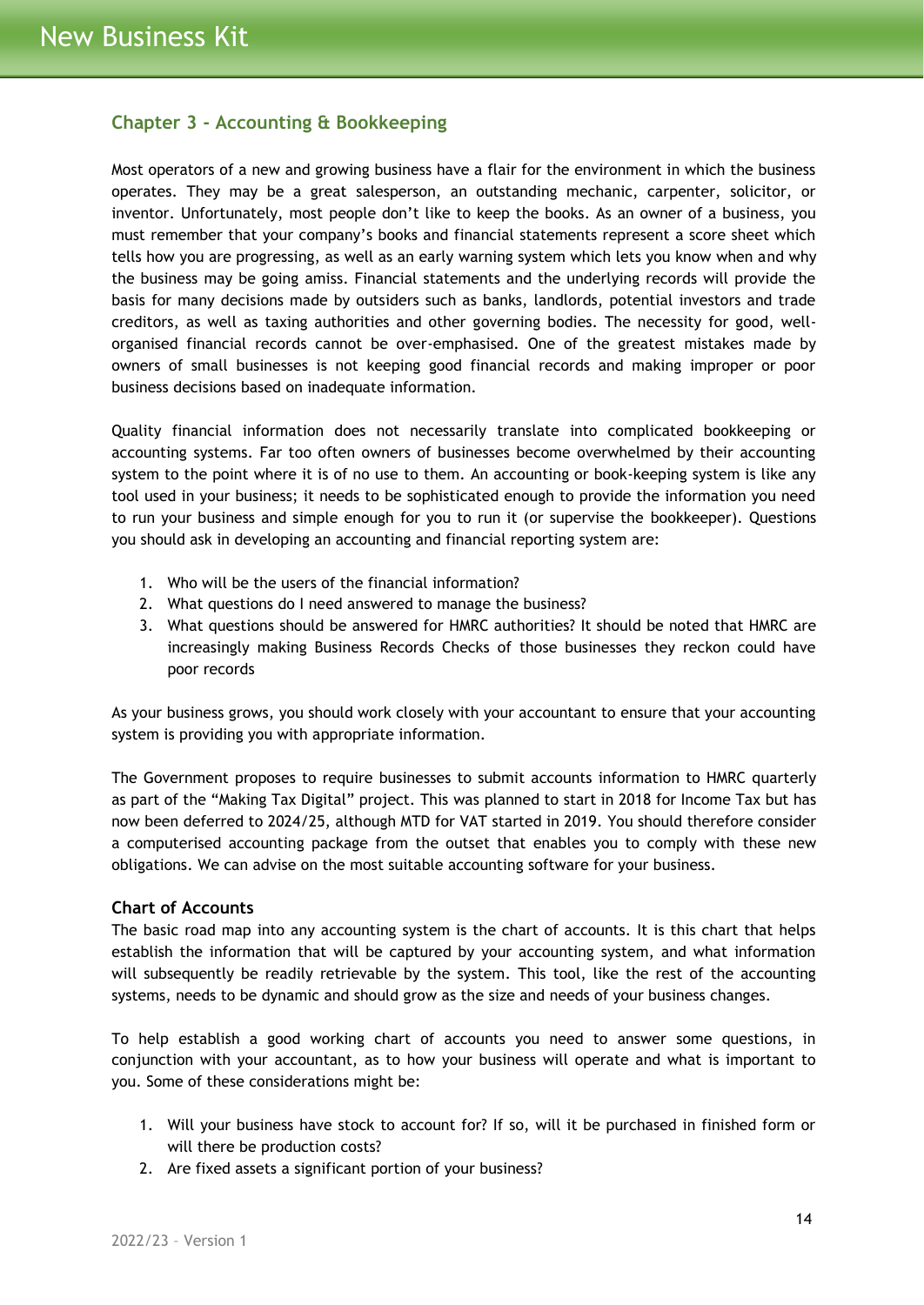## Chapter 3 - Accounting & Bookkeeping

Most operators of a new and growing business have a flair for the environment in which the business operates. They may be a great salesperson, an outstanding mechanic, carpenter, solicitor, or inventor. Unfortunately, most people don't like to keep the books. As an owner of a business, you must remember that your company's books and financial statements represent a score sheet which tells how you are progressing, as well as an early warning system which lets you know when and why the business may be going amiss. Financial statements and the underlying records will provide the basis for many decisions made by outsiders such as banks, landlords, potential investors and trade creditors, as well as taxing authorities and other governing bodies. The necessity for good, well-organised financial records cannot be over-emphasised. One of the greatest mistakes made by owners of small businesses is not keeping good financial records and making improper or poor business decisions based on inadequate information.

Quality financial information does not necessarily translate into complicated bookkeeping or accounting systems. Far too often owners of businesses become overwhelmed by their accounting system to the point where it is of no use to them. An accounting or book-keeping system is like any tool used in your business; it needs to be sophisticated enough to provide the information you need to run your business and simple enough for you to run it (or supervise the bookkeeper). Questions you should ask in developing an accounting and financial reporting system are:

1. Who will be the users of the financial information?
2. What questions do I need answered to manage the business?
3. What questions should be answered for HMRC authorities? It should be noted that HMRC are increasingly making Business Records Checks of those businesses they reckon could have poor records

As your business grows, you should work closely with your accountant to ensure that your accounting system is providing you with appropriate information.

The Government proposes to require businesses to submit accounts information to HMRC quarterly as part of the "Making Tax Digital" project. This was planned to start in 2018 for Income Tax but has now been deferred to 2024/25, although MTD for VAT started in 2019. You should therefore consider a computerised accounting package from the outset that enables you to comply with these new obligations. We can advise on the most suitable accounting software for your business.

### Chart of Accounts

The basic road map into any accounting system is the chart of accounts. It is this chart that helps establish the information that will be captured by your accounting system, and what information will subsequently be readily retrievable by the system. This tool, like the rest of the accounting systems, needs to be dynamic and should grow as the size and needs of your business changes.

To help establish a good working chart of accounts you need to answer some questions, in conjunction with your accountant, as to how your business will operate and what is important to you. Some of these considerations might be:

1. Will your business have stock to account for? If so, will it be purchased in finished form or will there be production costs?
2. Are fixed assets a significant portion of your business?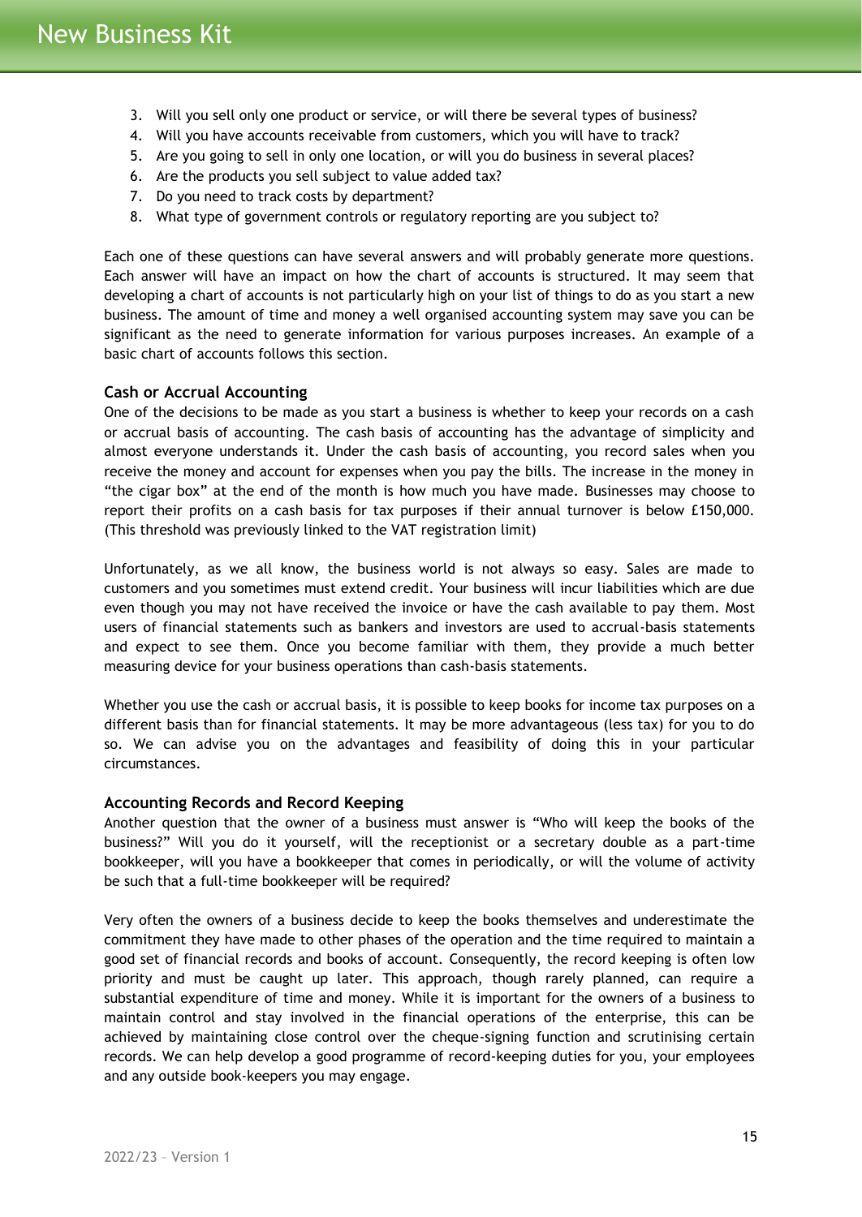3. Will you sell only one product or service, or will there be several types of business?
4. Will you have accounts receivable from customers, which you will have to track?
5. Are you going to sell in only one location, or will you do business in several places?
6. Are the products you sell subject to value added tax?
7. Do you need to track costs by department?
8. What type of government controls or regulatory reporting are you subject to?

Each one of these questions can have several answers and will probably generate more questions. Each answer will have an impact on how the chart of accounts is structured. It may seem that developing a chart of accounts is not particularly high on your list of things to do as you start a new business. The amount of time and money a well organised accounting system may save you can be significant as the need to generate information for various purposes increases. An example of a basic chart of accounts follows this section.

### Cash or Accrual Accounting

One of the decisions to be made as you start a business is whether to keep your records on a cash or accrual basis of accounting. The cash basis of accounting has the advantage of simplicity and almost everyone understands it. Under the cash basis of accounting, you record sales when you receive the money and account for expenses when you pay the bills. The increase in the money in "the cigar box" at the end of the month is how much you have made. Businesses may choose to report their profits on a cash basis for tax purposes if their annual turnover is below £150,000. (This threshold was previously linked to the VAT registration limit)

Unfortunately, as we all know, the business world is not always so easy. Sales are made to customers and you sometimes must extend credit. Your business will incur liabilities which are due even though you may not have received the invoice or have the cash available to pay them. Most users of financial statements such as bankers and investors are used to accrual-basis statements and expect to see them. Once you become familiar with them, they provide a much better measuring device for your business operations than cash-basis statements.

Whether you use the cash or accrual basis, it is possible to keep books for income tax purposes on a different basis than for financial statements. It may be more advantageous (less tax) for you to do so. We can advise you on the advantages and feasibility of doing this in your particular circumstances.

### Accounting Records and Record Keeping

Another question that the owner of a business must answer is "Who will keep the books of the business?" Will you do it yourself, will the receptionist or a secretary double as a part-time bookkeeper, will you have a bookkeeper that comes in periodically, or will the volume of activity be such that a full-time bookkeeper will be required?

Very often the owners of a business decide to keep the books themselves and underestimate the commitment they have made to other phases of the operation and the time required to maintain a good set of financial records and books of account. Consequently, the record keeping is often low priority and must be caught up later. This approach, though rarely planned, can require a substantial expenditure of time and money. While it is important for the owners of a business to maintain control and stay involved in the financial operations of the enterprise, this can be achieved by maintaining close control over the cheque-signing function and scrutinising certain records. We can help develop a good programme of record-keeping duties for you, your employees and any outside book-keepers you may engage.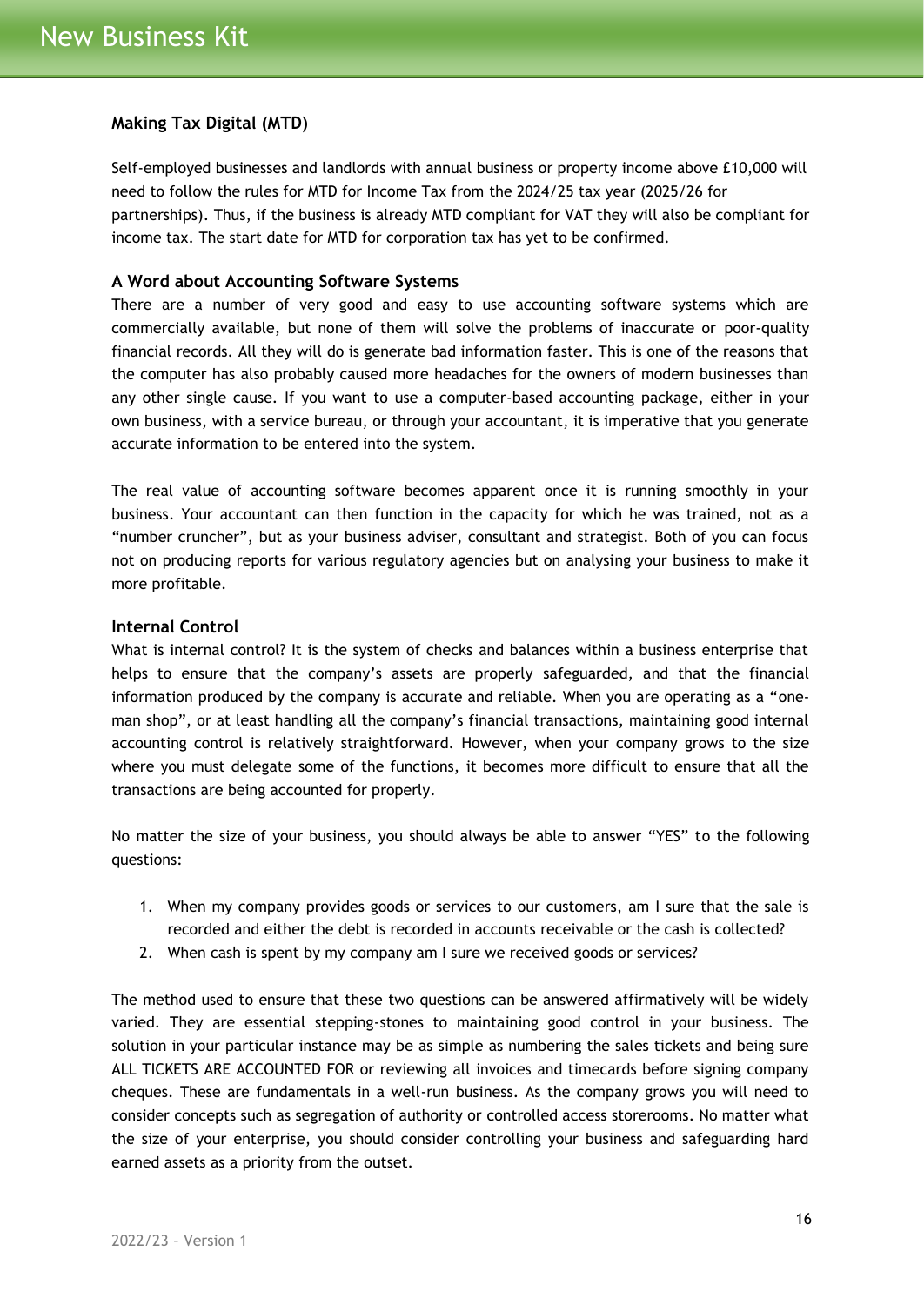### Making Tax Digital (MTD)

Self-employed businesses and landlords with annual business or property income above £10,000 will need to follow the rules for MTD for Income Tax from the 2024/25 tax year (2025/26 for partnerships). Thus, if the business is already MTD compliant for VAT they will also be compliant for income tax. The start date for MTD for corporation tax has yet to be confirmed.

### A Word about Accounting Software Systems

There are a number of very good and easy to use accounting software systems which are commercially available, but none of them will solve the problems of inaccurate or poor-quality financial records. All they will do is generate bad information faster. This is one of the reasons that the computer has also probably caused more headaches for the owners of modern businesses than any other single cause. If you want to use a computer-based accounting package, either in your own business, with a service bureau, or through your accountant, it is imperative that you generate accurate information to be entered into the system.

The real value of accounting software becomes apparent once it is running smoothly in your business. Your accountant can then function in the capacity for which he was trained, not as a "number cruncher", but as your business adviser, consultant and strategist. Both of you can focus not on producing reports for various regulatory agencies but on analysing your business to make it more profitable.

### Internal Control

What is internal control? It is the system of checks and balances within a business enterprise that helps to ensure that the company's assets are properly safeguarded, and that the financial information produced by the company is accurate and reliable. When you are operating as a "one-man shop", or at least handling all the company's financial transactions, maintaining good internal accounting control is relatively straightforward. However, when your company grows to the size where you must delegate some of the functions, it becomes more difficult to ensure that all the transactions are being accounted for properly.

No matter the size of your business, you should always be able to answer "YES" to the following questions:

1. When my company provides goods or services to our customers, am I sure that the sale is recorded and either the debt is recorded in accounts receivable or the cash is collected?
2. When cash is spent by my company am I sure we received goods or services?

The method used to ensure that these two questions can be answered affirmatively will be widely varied. They are essential stepping-stones to maintaining good control in your business. The solution in your particular instance may be as simple as numbering the sales tickets and being sure ALL TICKETS ARE ACCOUNTED FOR or reviewing all invoices and timecards before signing company cheques. These are fundamentals in a well-run business. As the company grows you will need to consider concepts such as segregation of authority or controlled access storerooms. No matter what the size of your enterprise, you should consider controlling your business and safeguarding hard earned assets as a priority from the outset.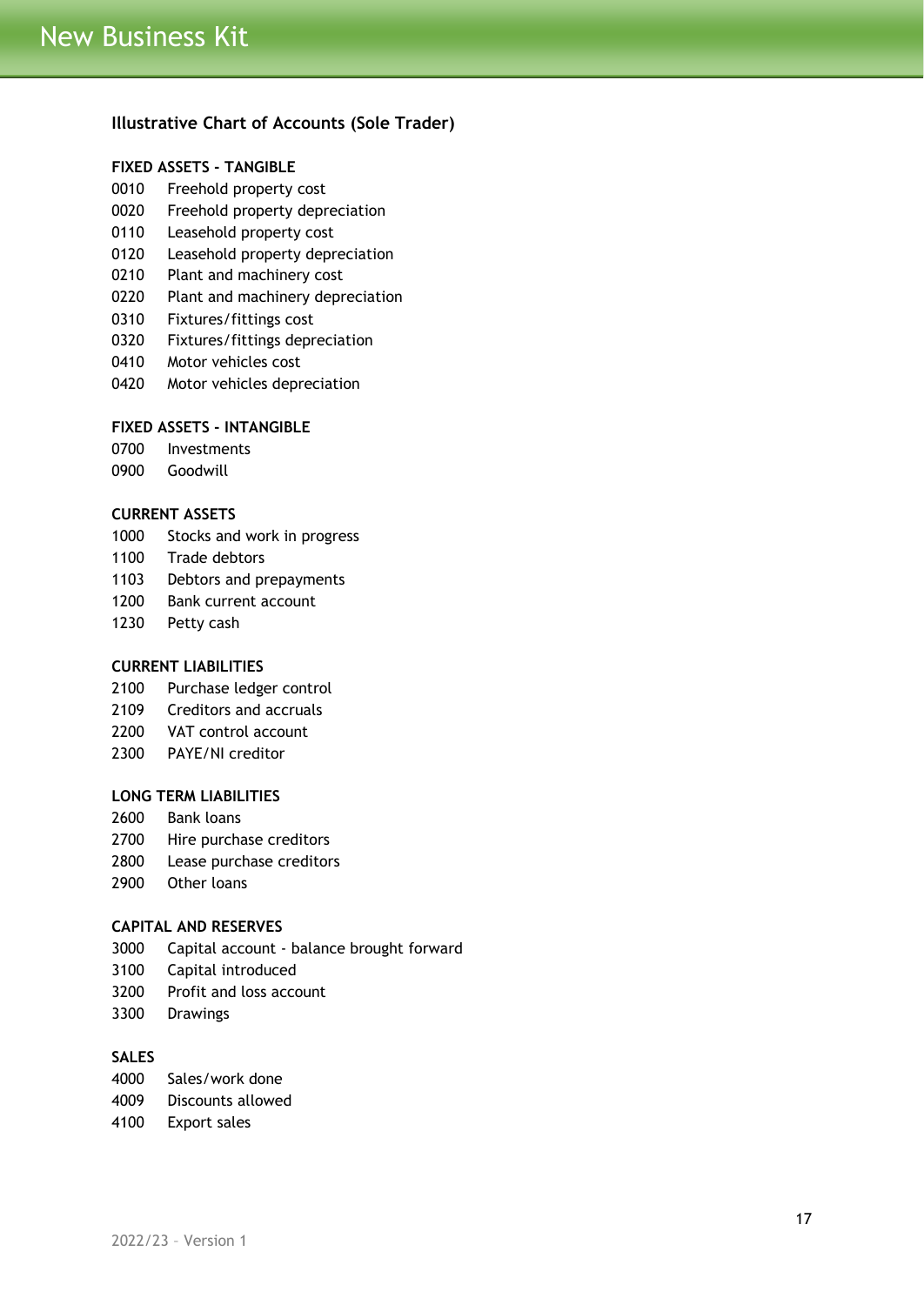## Illustrative Chart of Accounts (Sole Trader)

**FIXED ASSETS - TANGIBLE**

0010 Freehold property cost
0020 Freehold property depreciation
0110 Leasehold property cost
0120 Leasehold property depreciation
0210 Plant and machinery cost
0220 Plant and machinery depreciation
0310 Fixtures/fittings cost
0320 Fixtures/fittings depreciation
0410 Motor vehicles cost
0420 Motor vehicles depreciation

**FIXED ASSETS - INTANGIBLE**

0700 Investments
0900 Goodwill

**CURRENT ASSETS**

1000 Stocks and work in progress
1100 Trade debtors
1103 Debtors and prepayments
1200 Bank current account
1230 Petty cash

**CURRENT LIABILITIES**

2100 Purchase ledger control
2109 Creditors and accruals
2200 VAT control account
2300 PAYE/NI creditor

**LONG TERM LIABILITIES**

2600 Bank loans
2700 Hire purchase creditors
2800 Lease purchase creditors
2900 Other loans

**CAPITAL AND RESERVES**

3000 Capital account - balance brought forward
3100 Capital introduced
3200 Profit and loss account
3300 Drawings

**SALES**

4000 Sales/work done
4009 Discounts allowed
4100 Export sales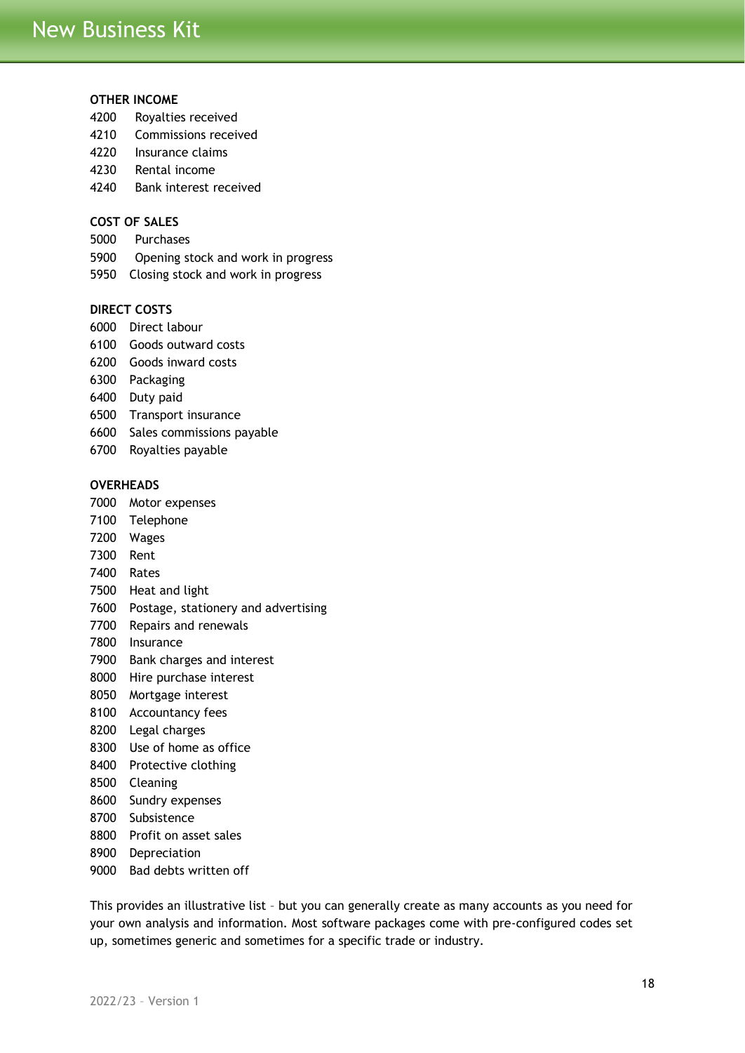**OTHER INCOME**

4200 Royalties received
4210 Commissions received
4220 Insurance claims
4230 Rental income
4240 Bank interest received

**COST OF SALES**

5000 Purchases
5900 Opening stock and work in progress
5950 Closing stock and work in progress

**DIRECT COSTS**

6000 Direct labour
6100 Goods outward costs
6200 Goods inward costs
6300 Packaging
6400 Duty paid
6500 Transport insurance
6600 Sales commissions payable
6700 Royalties payable

**OVERHEADS**

7000 Motor expenses
7100 Telephone
7200 Wages
7300 Rent
7400 Rates
7500 Heat and light
7600 Postage, stationery and advertising
7700 Repairs and renewals
7800 Insurance
7900 Bank charges and interest
8000 Hire purchase interest
8050 Mortgage interest
8100 Accountancy fees
8200 Legal charges
8300 Use of home as office
8400 Protective clothing
8500 Cleaning
8600 Sundry expenses
8700 Subsistence
8800 Profit on asset sales
8900 Depreciation
9000 Bad debts written off

This provides an illustrative list – but you can generally create as many accounts as you need for your own analysis and information. Most software packages come with pre-configured codes set up, sometimes generic and sometimes for a specific trade or industry.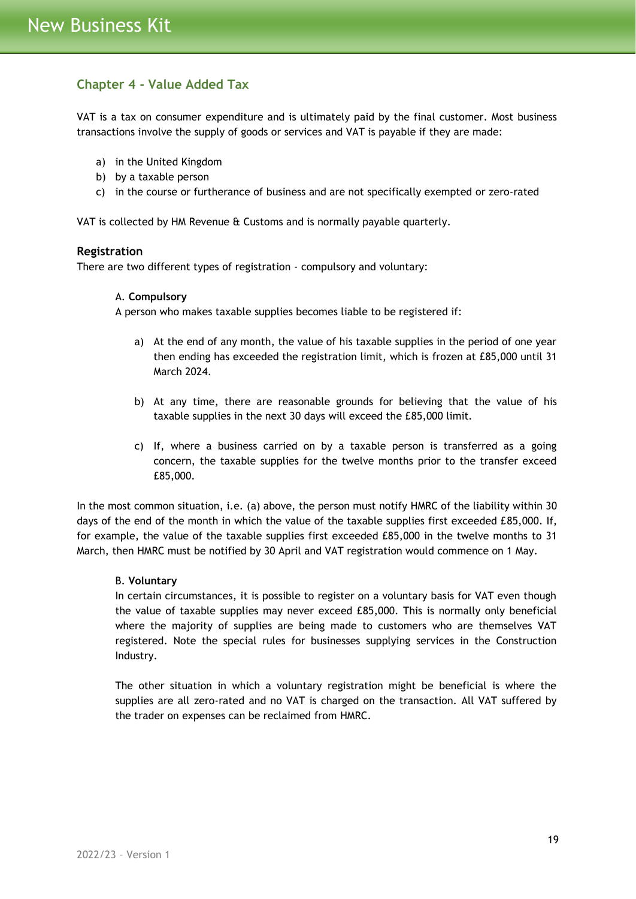## Chapter 4 - Value Added Tax

VAT is a tax on consumer expenditure and is ultimately paid by the final customer. Most business transactions involve the supply of goods or services and VAT is payable if they are made:

a) in the United Kingdom
b) by a taxable person
c) in the course or furtherance of business and are not specifically exempted or zero-rated

VAT is collected by HM Revenue & Customs and is normally payable quarterly.

### Registration

There are two different types of registration - compulsory and voluntary:

A. **Compulsory**

A person who makes taxable supplies becomes liable to be registered if:

a) At the end of any month, the value of his taxable supplies in the period of one year then ending has exceeded the registration limit, which is frozen at £85,000 until 31 March 2024.

b) At any time, there are reasonable grounds for believing that the value of his taxable supplies in the next 30 days will exceed the £85,000 limit.

c) If, where a business carried on by a taxable person is transferred as a going concern, the taxable supplies for the twelve months prior to the transfer exceed £85,000.

In the most common situation, i.e. (a) above, the person must notify HMRC of the liability within 30 days of the end of the month in which the value of the taxable supplies first exceeded £85,000. If, for example, the value of the taxable supplies first exceeded £85,000 in the twelve months to 31 March, then HMRC must be notified by 30 April and VAT registration would commence on 1 May.

B. **Voluntary**

In certain circumstances, it is possible to register on a voluntary basis for VAT even though the value of taxable supplies may never exceed £85,000. This is normally only beneficial where the majority of supplies are being made to customers who are themselves VAT registered. Note the special rules for businesses supplying services in the Construction Industry.

The other situation in which a voluntary registration might be beneficial is where the supplies are all zero-rated and no VAT is charged on the transaction. All VAT suffered by the trader on expenses can be reclaimed from HMRC.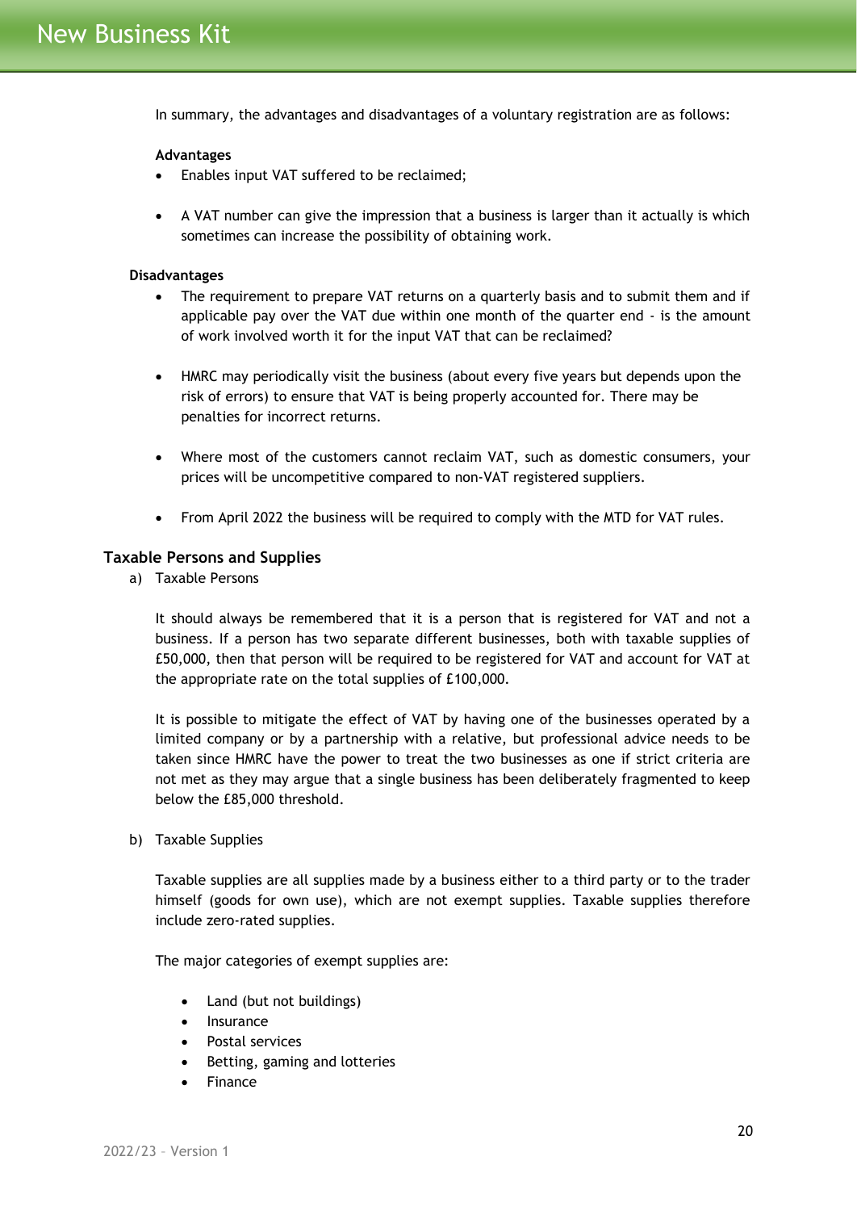In summary, the advantages and disadvantages of a voluntary registration are as follows:

**Advantages**

- Enables input VAT suffered to be reclaimed;
- A VAT number can give the impression that a business is larger than it actually is which sometimes can increase the possibility of obtaining work.

**Disadvantages**

- The requirement to prepare VAT returns on a quarterly basis and to submit them and if applicable pay over the VAT due within one month of the quarter end - is the amount of work involved worth it for the input VAT that can be reclaimed?
- HMRC may periodically visit the business (about every five years but depends upon the risk of errors) to ensure that VAT is being properly accounted for. There may be penalties for incorrect returns.
- Where most of the customers cannot reclaim VAT, such as domestic consumers, your prices will be uncompetitive compared to non-VAT registered suppliers.
- From April 2022 the business will be required to comply with the MTD for VAT rules.

### Taxable Persons and Supplies

a) Taxable Persons

It should always be remembered that it is a person that is registered for VAT and not a business. If a person has two separate different businesses, both with taxable supplies of £50,000, then that person will be required to be registered for VAT and account for VAT at the appropriate rate on the total supplies of £100,000.

It is possible to mitigate the effect of VAT by having one of the businesses operated by a limited company or by a partnership with a relative, but professional advice needs to be taken since HMRC have the power to treat the two businesses as one if strict criteria are not met as they may argue that a single business has been deliberately fragmented to keep below the £85,000 threshold.

b) Taxable Supplies

Taxable supplies are all supplies made by a business either to a third party or to the trader himself (goods for own use), which are not exempt supplies. Taxable supplies therefore include zero-rated supplies.

The major categories of exempt supplies are:

- Land (but not buildings)
- Insurance
- Postal services
- Betting, gaming and lotteries
- Finance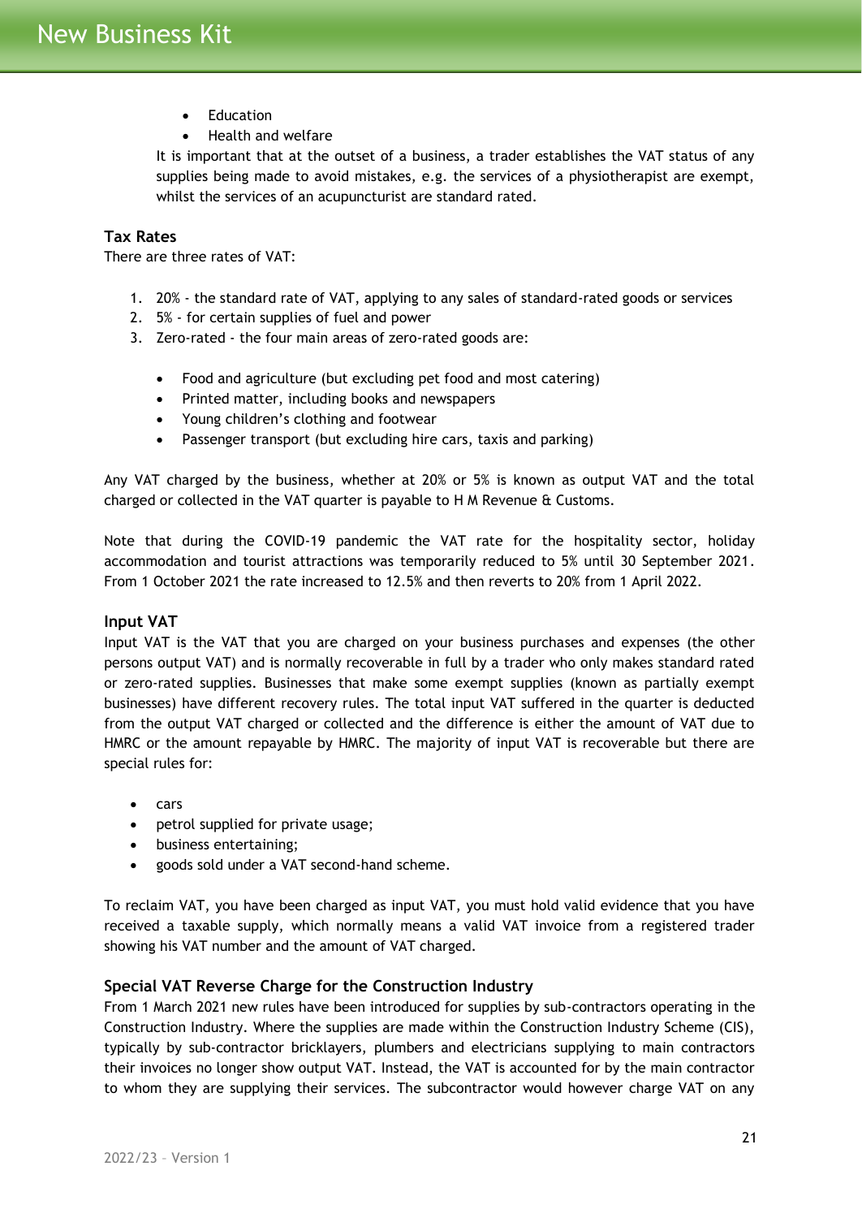- Education
- Health and welfare

It is important that at the outset of a business, a trader establishes the VAT status of any supplies being made to avoid mistakes, e.g. the services of a physiotherapist are exempt, whilst the services of an acupuncturist are standard rated.

### Tax Rates

There are three rates of VAT:

1. 20% - the standard rate of VAT, applying to any sales of standard-rated goods or services
2. 5% - for certain supplies of fuel and power
3. Zero-rated - the four main areas of zero-rated goods are:
    - Food and agriculture (but excluding pet food and most catering)
    - Printed matter, including books and newspapers
    - Young children's clothing and footwear
    - Passenger transport (but excluding hire cars, taxis and parking)

Any VAT charged by the business, whether at 20% or 5% is known as output VAT and the total charged or collected in the VAT quarter is payable to H M Revenue & Customs.

Note that during the COVID-19 pandemic the VAT rate for the hospitality sector, holiday accommodation and tourist attractions was temporarily reduced to 5% until 30 September 2021. From 1 October 2021 the rate increased to 12.5% and then reverts to 20% from 1 April 2022.

### Input VAT

Input VAT is the VAT that you are charged on your business purchases and expenses (the other persons output VAT) and is normally recoverable in full by a trader who only makes standard rated or zero-rated supplies. Businesses that make some exempt supplies (known as partially exempt businesses) have different recovery rules. The total input VAT suffered in the quarter is deducted from the output VAT charged or collected and the difference is either the amount of VAT due to HMRC or the amount repayable by HMRC. The majority of input VAT is recoverable but there are special rules for:

- cars
- petrol supplied for private usage;
- business entertaining;
- goods sold under a VAT second-hand scheme.

To reclaim VAT, you have been charged as input VAT, you must hold valid evidence that you have received a taxable supply, which normally means a valid VAT invoice from a registered trader showing his VAT number and the amount of VAT charged.

### Special VAT Reverse Charge for the Construction Industry

From 1 March 2021 new rules have been introduced for supplies by sub-contractors operating in the Construction Industry. Where the supplies are made within the Construction Industry Scheme (CIS), typically by sub-contractor bricklayers, plumbers and electricians supplying to main contractors their invoices no longer show output VAT. Instead, the VAT is accounted for by the main contractor to whom they are supplying their services. The subcontractor would however charge VAT on any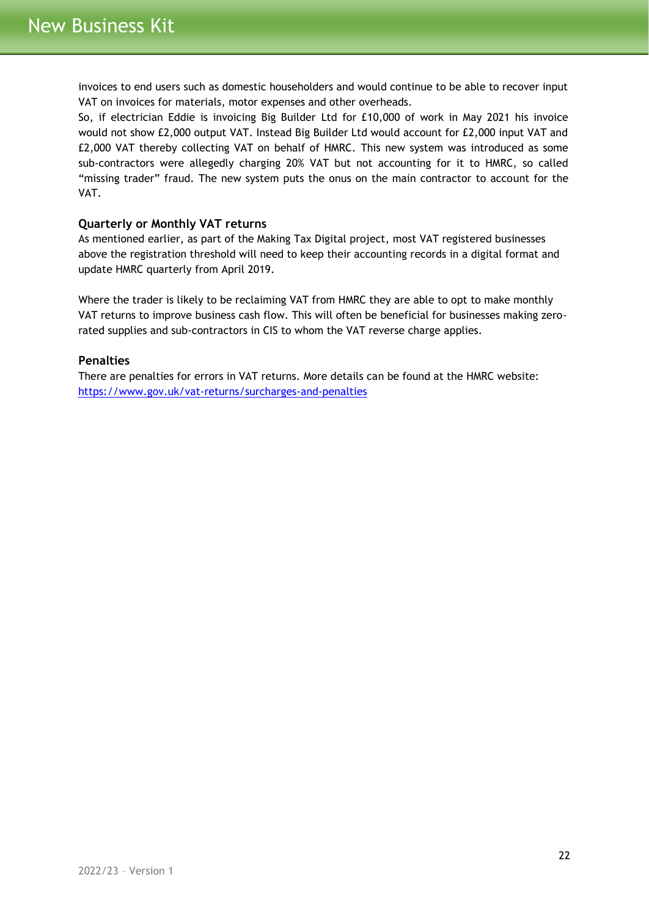invoices to end users such as domestic householders and would continue to be able to recover input VAT on invoices for materials, motor expenses and other overheads.

So, if electrician Eddie is invoicing Big Builder Ltd for £10,000 of work in May 2021 his invoice would not show £2,000 output VAT. Instead Big Builder Ltd would account for £2,000 input VAT and £2,000 VAT thereby collecting VAT on behalf of HMRC. This new system was introduced as some sub-contractors were allegedly charging 20% VAT but not accounting for it to HMRC, so called "missing trader" fraud. The new system puts the onus on the main contractor to account for the VAT.

### Quarterly or Monthly VAT returns

As mentioned earlier, as part of the Making Tax Digital project, most VAT registered businesses above the registration threshold will need to keep their accounting records in a digital format and update HMRC quarterly from April 2019.

Where the trader is likely to be reclaiming VAT from HMRC they are able to opt to make monthly VAT returns to improve business cash flow. This will often be beneficial for businesses making zero-rated supplies and sub-contractors in CIS to whom the VAT reverse charge applies.

### Penalties

There are penalties for errors in VAT returns. More details can be found at the HMRC website: [https://www.gov.uk/vat-returns/surcharges-and-penalties](https://www.gov.uk/vat-returns/surcharges-and-penalties)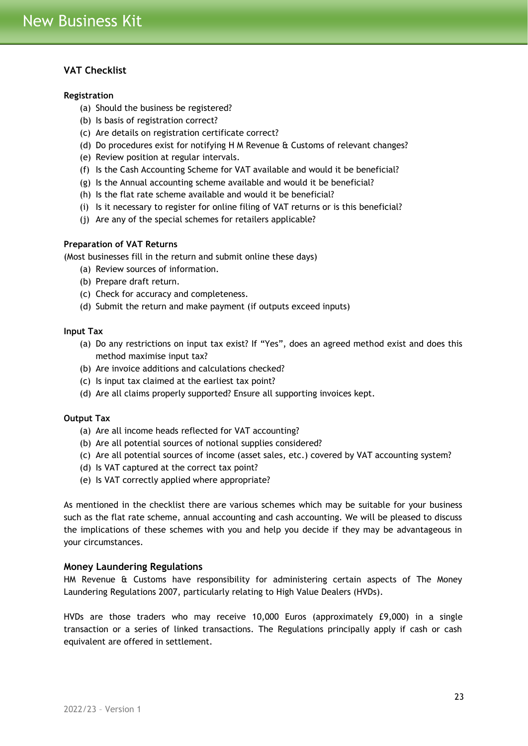## VAT Checklist

**Registration**

(a) Should the business be registered?
(b) Is basis of registration correct?
(c) Are details on registration certificate correct?
(d) Do procedures exist for notifying H M Revenue & Customs of relevant changes?
(e) Review position at regular intervals.
(f) Is the Cash Accounting Scheme for VAT available and would it be beneficial?
(g) Is the Annual accounting scheme available and would it be beneficial?
(h) Is the flat rate scheme available and would it be beneficial?
(i) Is it necessary to register for online filing of VAT returns or is this beneficial?
(j) Are any of the special schemes for retailers applicable?

**Preparation of VAT Returns**

(Most businesses fill in the return and submit online these days)

(a) Review sources of information.
(b) Prepare draft return.
(c) Check for accuracy and completeness.
(d) Submit the return and make payment (if outputs exceed inputs)

**Input Tax**

(a) Do any restrictions on input tax exist? If "Yes", does an agreed method exist and does this method maximise input tax?
(b) Are invoice additions and calculations checked?
(c) Is input tax claimed at the earliest tax point?
(d) Are all claims properly supported? Ensure all supporting invoices kept.

**Output Tax**

(a) Are all income heads reflected for VAT accounting?
(b) Are all potential sources of notional supplies considered?
(c) Are all potential sources of income (asset sales, etc.) covered by VAT accounting system?
(d) Is VAT captured at the correct tax point?
(e) Is VAT correctly applied where appropriate?

As mentioned in the checklist there are various schemes which may be suitable for your business such as the flat rate scheme, annual accounting and cash accounting. We will be pleased to discuss the implications of these schemes with you and help you decide if they may be advantageous in your circumstances.

### Money Laundering Regulations

HM Revenue & Customs have responsibility for administering certain aspects of The Money Laundering Regulations 2007, particularly relating to High Value Dealers (HVDs).

HVDs are those traders who may receive 10,000 Euros (approximately £9,000) in a single transaction or a series of linked transactions. The Regulations principally apply if cash or cash equivalent are offered in settlement.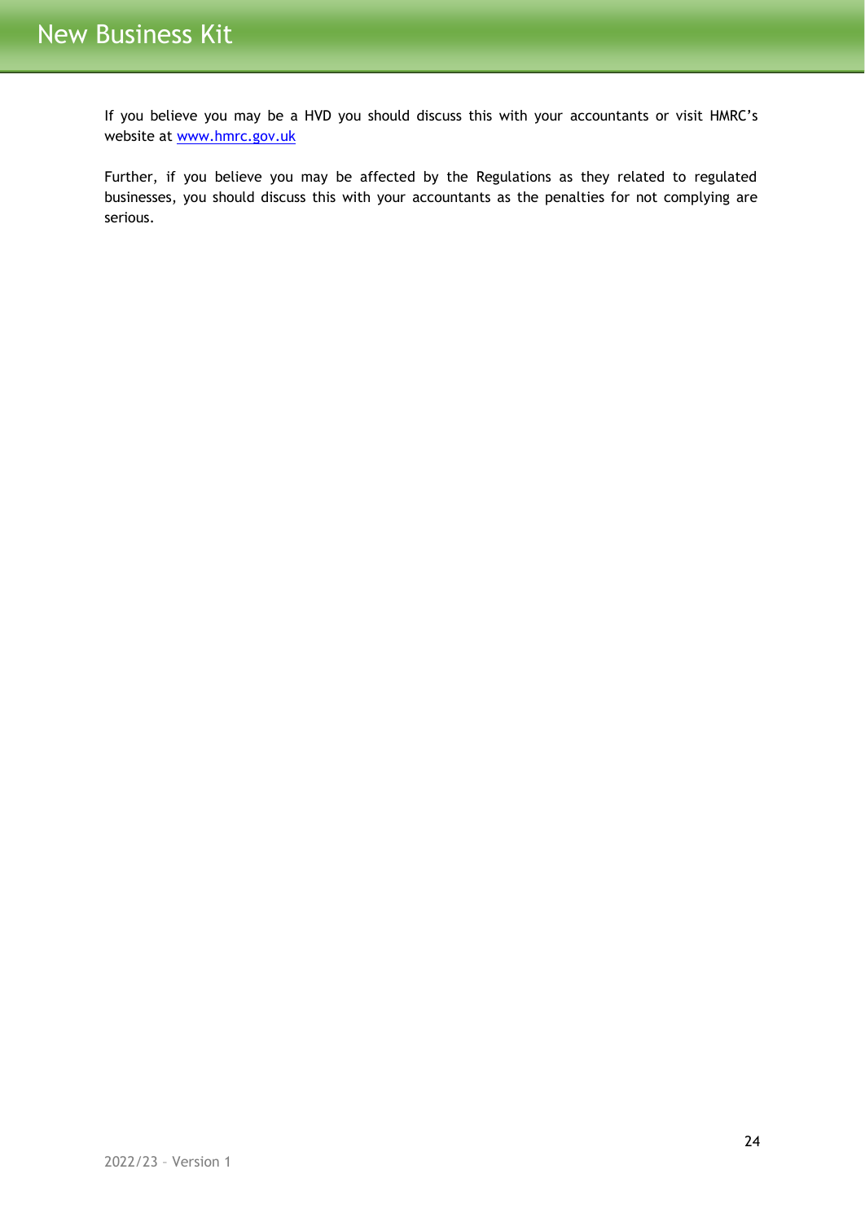If you believe you may be a HVD you should discuss this with your accountants or visit HMRC's website at [www.hmrc.gov.uk](http://www.hmrc.gov.uk)

Further, if you believe you may be affected by the Regulations as they related to regulated businesses, you should discuss this with your accountants as the penalties for not complying are serious.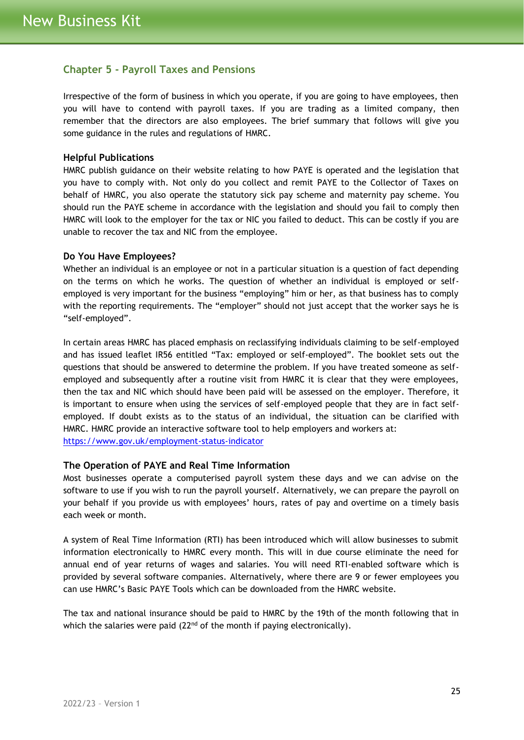## Chapter 5 - Payroll Taxes and Pensions

Irrespective of the form of business in which you operate, if you are going to have employees, then you will have to contend with payroll taxes. If you are trading as a limited company, then remember that the directors are also employees. The brief summary that follows will give you some guidance in the rules and regulations of HMRC.

### Helpful Publications

HMRC publish guidance on their website relating to how PAYE is operated and the legislation that you have to comply with. Not only do you collect and remit PAYE to the Collector of Taxes on behalf of HMRC, you also operate the statutory sick pay scheme and maternity pay scheme. You should run the PAYE scheme in accordance with the legislation and should you fail to comply then HMRC will look to the employer for the tax or NIC you failed to deduct. This can be costly if you are unable to recover the tax and NIC from the employee.

### Do You Have Employees?

Whether an individual is an employee or not in a particular situation is a question of fact depending on the terms on which he works. The question of whether an individual is employed or self-employed is very important for the business "employing" him or her, as that business has to comply with the reporting requirements. The "employer" should not just accept that the worker says he is "self-employed".

In certain areas HMRC has placed emphasis on reclassifying individuals claiming to be self-employed and has issued leaflet IR56 entitled "Tax: employed or self-employed". The booklet sets out the questions that should be answered to determine the problem. If you have treated someone as self-employed and subsequently after a routine visit from HMRC it is clear that they were employees, then the tax and NIC which should have been paid will be assessed on the employer. Therefore, it is important to ensure when using the services of self-employed people that they are in fact self-employed. If doubt exists as to the status of an individual, the situation can be clarified with HMRC. HMRC provide an interactive software tool to help employers and workers at: https://www.gov.uk/employment-status-indicator

### The Operation of PAYE and Real Time Information

Most businesses operate a computerised payroll system these days and we can advise on the software to use if you wish to run the payroll yourself. Alternatively, we can prepare the payroll on your behalf if you provide us with employees' hours, rates of pay and overtime on a timely basis each week or month.

A system of Real Time Information (RTI) has been introduced which will allow businesses to submit information electronically to HMRC every month. This will in due course eliminate the need for annual end of year returns of wages and salaries. You will need RTI-enabled software which is provided by several software companies. Alternatively, where there are 9 or fewer employees you can use HMRC's Basic PAYE Tools which can be downloaded from the HMRC website.

The tax and national insurance should be paid to HMRC by the 19th of the month following that in which the salaries were paid (22nd of the month if paying electronically).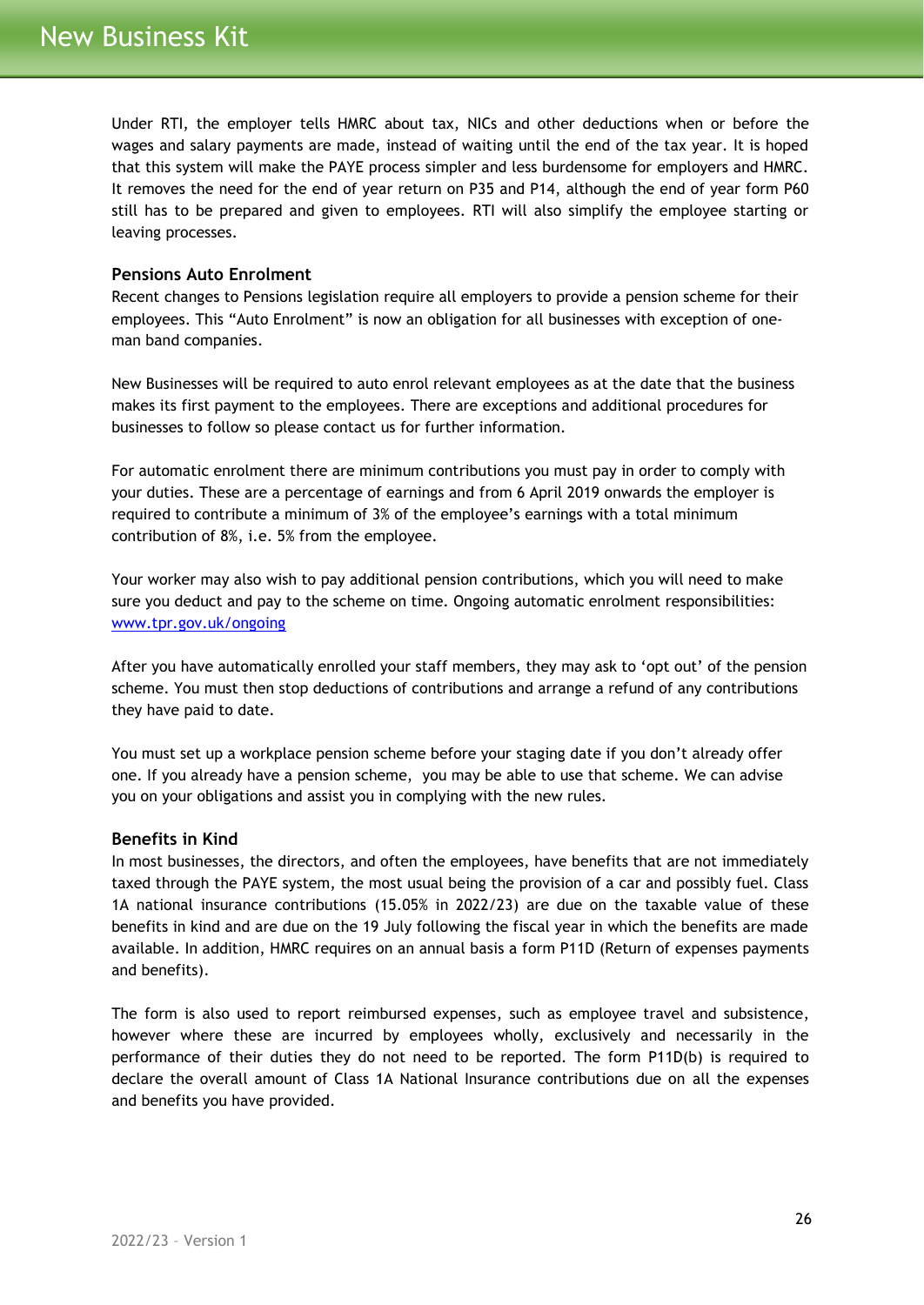Under RTI, the employer tells HMRC about tax, NICs and other deductions when or before the wages and salary payments are made, instead of waiting until the end of the tax year. It is hoped that this system will make the PAYE process simpler and less burdensome for employers and HMRC. It removes the need for the end of year return on P35 and P14, although the end of year form P60 still has to be prepared and given to employees. RTI will also simplify the employee starting or leaving processes.

### Pensions Auto Enrolment

Recent changes to Pensions legislation require all employers to provide a pension scheme for their employees. This "Auto Enrolment" is now an obligation for all businesses with exception of one-man band companies.

New Businesses will be required to auto enrol relevant employees as at the date that the business makes its first payment to the employees. There are exceptions and additional procedures for businesses to follow so please contact us for further information.

For automatic enrolment there are minimum contributions you must pay in order to comply with your duties. These are a percentage of earnings and from 6 April 2019 onwards the employer is required to contribute a minimum of 3% of the employee's earnings with a total minimum contribution of 8%, i.e. 5% from the employee.

Your worker may also wish to pay additional pension contributions, which you will need to make sure you deduct and pay to the scheme on time. Ongoing automatic enrolment responsibilities: [www.tpr.gov.uk/ongoing](http://www.tpr.gov.uk/ongoing)

After you have automatically enrolled your staff members, they may ask to 'opt out' of the pension scheme. You must then stop deductions of contributions and arrange a refund of any contributions they have paid to date.

You must set up a workplace pension scheme before your staging date if you don't already offer one. If you already have a pension scheme, you may be able to use that scheme. We can advise you on your obligations and assist you in complying with the new rules.

### Benefits in Kind

In most businesses, the directors, and often the employees, have benefits that are not immediately taxed through the PAYE system, the most usual being the provision of a car and possibly fuel. Class 1A national insurance contributions (15.05% in 2022/23) are due on the taxable value of these benefits in kind and are due on the 19 July following the fiscal year in which the benefits are made available. In addition, HMRC requires on an annual basis a form P11D (Return of expenses payments and benefits).

The form is also used to report reimbursed expenses, such as employee travel and subsistence, however where these are incurred by employees wholly, exclusively and necessarily in the performance of their duties they do not need to be reported. The form P11D(b) is required to declare the overall amount of Class 1A National Insurance contributions due on all the expenses and benefits you have provided.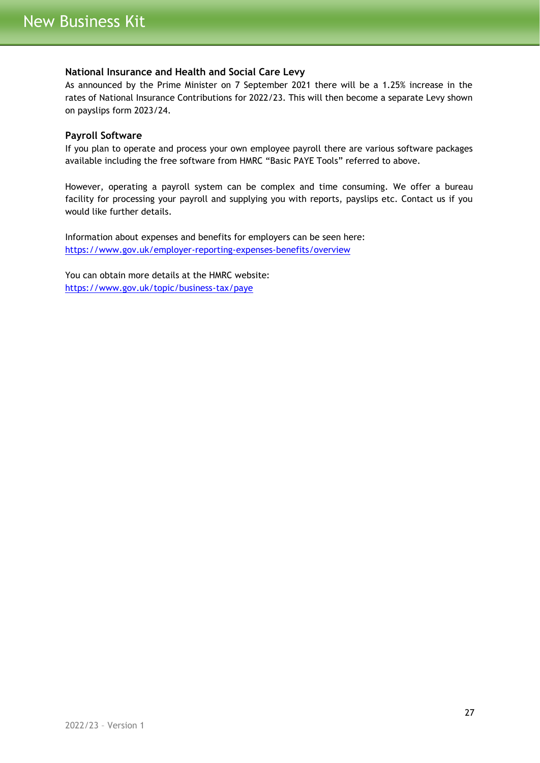### National Insurance and Health and Social Care Levy

As announced by the Prime Minister on 7 September 2021 there will be a 1.25% increase in the rates of National Insurance Contributions for 2022/23. This will then become a separate Levy shown on payslips form 2023/24.

### Payroll Software

If you plan to operate and process your own employee payroll there are various software packages available including the free software from HMRC "Basic PAYE Tools" referred to above.

However, operating a payroll system can be complex and time consuming. We offer a bureau facility for processing your payroll and supplying you with reports, payslips etc. Contact us if you would like further details.

Information about expenses and benefits for employers can be seen here:
https://www.gov.uk/employer-reporting-expenses-benefits/overview

You can obtain more details at the HMRC website:
https://www.gov.uk/topic/business-tax/paye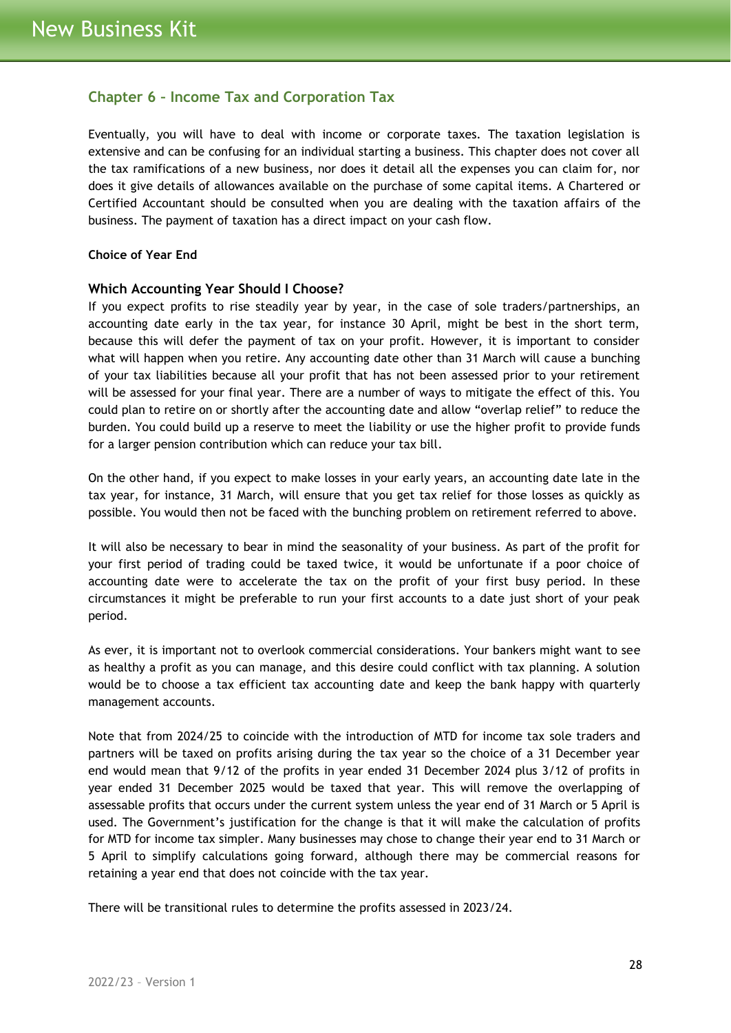## Chapter 6 – Income Tax and Corporation Tax

Eventually, you will have to deal with income or corporate taxes. The taxation legislation is extensive and can be confusing for an individual starting a business. This chapter does not cover all the tax ramifications of a new business, nor does it detail all the expenses you can claim for, nor does it give details of allowances available on the purchase of some capital items. A Chartered or Certified Accountant should be consulted when you are dealing with the taxation affairs of the business. The payment of taxation has a direct impact on your cash flow.

**Choice of Year End**

### Which Accounting Year Should I Choose?

If you expect profits to rise steadily year by year, in the case of sole traders/partnerships, an accounting date early in the tax year, for instance 30 April, might be best in the short term, because this will defer the payment of tax on your profit. However, it is important to consider what will happen when you retire. Any accounting date other than 31 March will cause a bunching of your tax liabilities because all your profit that has not been assessed prior to your retirement will be assessed for your final year. There are a number of ways to mitigate the effect of this. You could plan to retire on or shortly after the accounting date and allow "overlap relief" to reduce the burden. You could build up a reserve to meet the liability or use the higher profit to provide funds for a larger pension contribution which can reduce your tax bill.

On the other hand, if you expect to make losses in your early years, an accounting date late in the tax year, for instance, 31 March, will ensure that you get tax relief for those losses as quickly as possible. You would then not be faced with the bunching problem on retirement referred to above.

It will also be necessary to bear in mind the seasonality of your business. As part of the profit for your first period of trading could be taxed twice, it would be unfortunate if a poor choice of accounting date were to accelerate the tax on the profit of your first busy period. In these circumstances it might be preferable to run your first accounts to a date just short of your peak period.

As ever, it is important not to overlook commercial considerations. Your bankers might want to see as healthy a profit as you can manage, and this desire could conflict with tax planning. A solution would be to choose a tax efficient tax accounting date and keep the bank happy with quarterly management accounts.

Note that from 2024/25 to coincide with the introduction of MTD for income tax sole traders and partners will be taxed on profits arising during the tax year so the choice of a 31 December year end would mean that 9/12 of the profits in year ended 31 December 2024 plus 3/12 of profits in year ended 31 December 2025 would be taxed that year. This will remove the overlapping of assessable profits that occurs under the current system unless the year end of 31 March or 5 April is used. The Government's justification for the change is that it will make the calculation of profits for MTD for income tax simpler. Many businesses may chose to change their year end to 31 March or 5 April to simplify calculations going forward, although there may be commercial reasons for retaining a year end that does not coincide with the tax year.

There will be transitional rules to determine the profits assessed in 2023/24.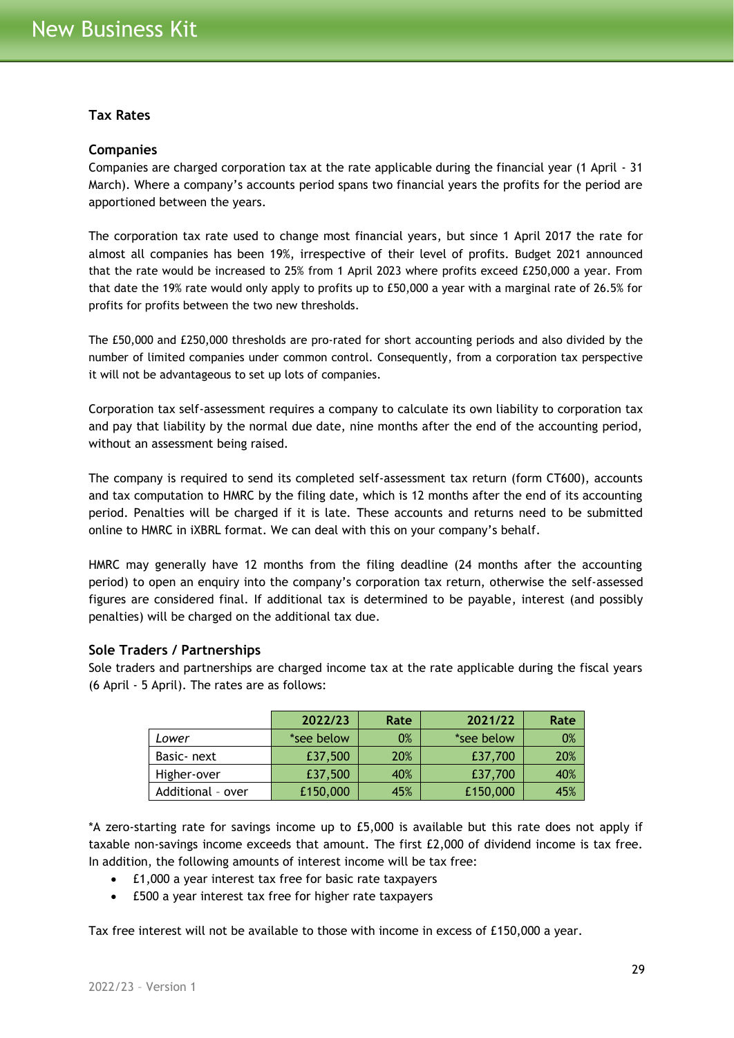## Tax Rates

### Companies

Companies are charged corporation tax at the rate applicable during the financial year (1 April - 31 March). Where a company's accounts period spans two financial years the profits for the period are apportioned between the years.

The corporation tax rate used to change most financial years, but since 1 April 2017 the rate for almost all companies has been 19%, irrespective of their level of profits. Budget 2021 announced that the rate would be increased to 25% from 1 April 2023 where profits exceed £250,000 a year. From that date the 19% rate would only apply to profits up to £50,000 a year with a marginal rate of 26.5% for profits for profits between the two new thresholds.

The £50,000 and £250,000 thresholds are pro-rated for short accounting periods and also divided by the number of limited companies under common control. Consequently, from a corporation tax perspective it will not be advantageous to set up lots of companies.

Corporation tax self-assessment requires a company to calculate its own liability to corporation tax and pay that liability by the normal due date, nine months after the end of the accounting period, without an assessment being raised.

The company is required to send its completed self-assessment tax return (form CT600), accounts and tax computation to HMRC by the filing date, which is 12 months after the end of its accounting period. Penalties will be charged if it is late. These accounts and returns need to be submitted online to HMRC in iXBRL format. We can deal with this on your company's behalf.

HMRC may generally have 12 months from the filing deadline (24 months after the accounting period) to open an enquiry into the company's corporation tax return, otherwise the self-assessed figures are considered final. If additional tax is determined to be payable, interest (and possibly penalties) will be charged on the additional tax due.

### Sole Traders / Partnerships

Sole traders and partnerships are charged income tax at the rate applicable during the fiscal years (6 April - 5 April). The rates are as follows:

| | 2022/23 | Rate | 2021/22 | Rate |
|---|---|---|---|---|
| *Lower* | *see below | 0% | *see below | 0% |
| Basic- next | £37,500 | 20% | £37,700 | 20% |
| Higher-over | £37,500 | 40% | £37,700 | 40% |
| Additional – over | £150,000 | 45% | £150,000 | 45% |

*A zero-starting rate for savings income up to £5,000 is available but this rate does not apply if taxable non-savings income exceeds that amount. The first £2,000 of dividend income is tax free. In addition, the following amounts of interest income will be tax free:

- £1,000 a year interest tax free for basic rate taxpayers
- £500 a year interest tax free for higher rate taxpayers

Tax free interest will not be available to those with income in excess of £150,000 a year.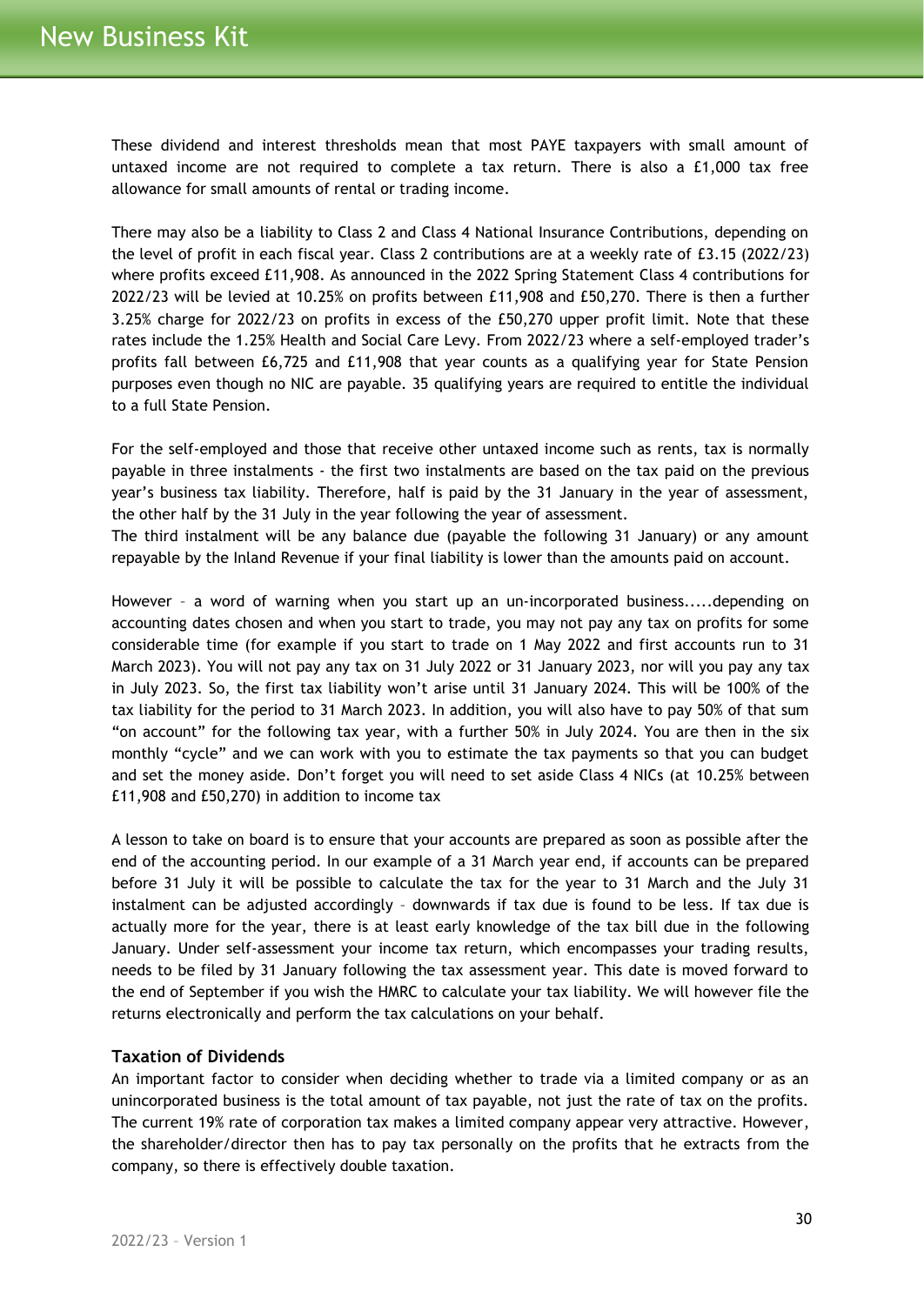These dividend and interest thresholds mean that most PAYE taxpayers with small amount of untaxed income are not required to complete a tax return. There is also a £1,000 tax free allowance for small amounts of rental or trading income.

There may also be a liability to Class 2 and Class 4 National Insurance Contributions, depending on the level of profit in each fiscal year. Class 2 contributions are at a weekly rate of £3.15 (2022/23) where profits exceed £11,908. As announced in the 2022 Spring Statement Class 4 contributions for 2022/23 will be levied at 10.25% on profits between £11,908 and £50,270. There is then a further 3.25% charge for 2022/23 on profits in excess of the £50,270 upper profit limit. Note that these rates include the 1.25% Health and Social Care Levy. From 2022/23 where a self-employed trader's profits fall between £6,725 and £11,908 that year counts as a qualifying year for State Pension purposes even though no NIC are payable. 35 qualifying years are required to entitle the individual to a full State Pension.

For the self-employed and those that receive other untaxed income such as rents, tax is normally payable in three instalments - the first two instalments are based on the tax paid on the previous year's business tax liability. Therefore, half is paid by the 31 January in the year of assessment, the other half by the 31 July in the year following the year of assessment.
The third instalment will be any balance due (payable the following 31 January) or any amount repayable by the Inland Revenue if your final liability is lower than the amounts paid on account.

However – a word of warning when you start up an un-incorporated business.....depending on accounting dates chosen and when you start to trade, you may not pay any tax on profits for some considerable time (for example if you start to trade on 1 May 2022 and first accounts run to 31 March 2023). You will not pay any tax on 31 July 2022 or 31 January 2023, nor will you pay any tax in July 2023. So, the first tax liability won't arise until 31 January 2024. This will be 100% of the tax liability for the period to 31 March 2023. In addition, you will also have to pay 50% of that sum "on account" for the following tax year, with a further 50% in July 2024. You are then in the six monthly "cycle" and we can work with you to estimate the tax payments so that you can budget and set the money aside. Don't forget you will need to set aside Class 4 NICs (at 10.25% between £11,908 and £50,270) in addition to income tax

A lesson to take on board is to ensure that your accounts are prepared as soon as possible after the end of the accounting period. In our example of a 31 March year end, if accounts can be prepared before 31 July it will be possible to calculate the tax for the year to 31 March and the July 31 instalment can be adjusted accordingly – downwards if tax due is found to be less. If tax due is actually more for the year, there is at least early knowledge of the tax bill due in the following January. Under self-assessment your income tax return, which encompasses your trading results, needs to be filed by 31 January following the tax assessment year. This date is moved forward to the end of September if you wish the HMRC to calculate your tax liability. We will however file the returns electronically and perform the tax calculations on your behalf.

### Taxation of Dividends

An important factor to consider when deciding whether to trade via a limited company or as an unincorporated business is the total amount of tax payable, not just the rate of tax on the profits. The current 19% rate of corporation tax makes a limited company appear very attractive. However, the shareholder/director then has to pay tax personally on the profits that he extracts from the company, so there is effectively double taxation.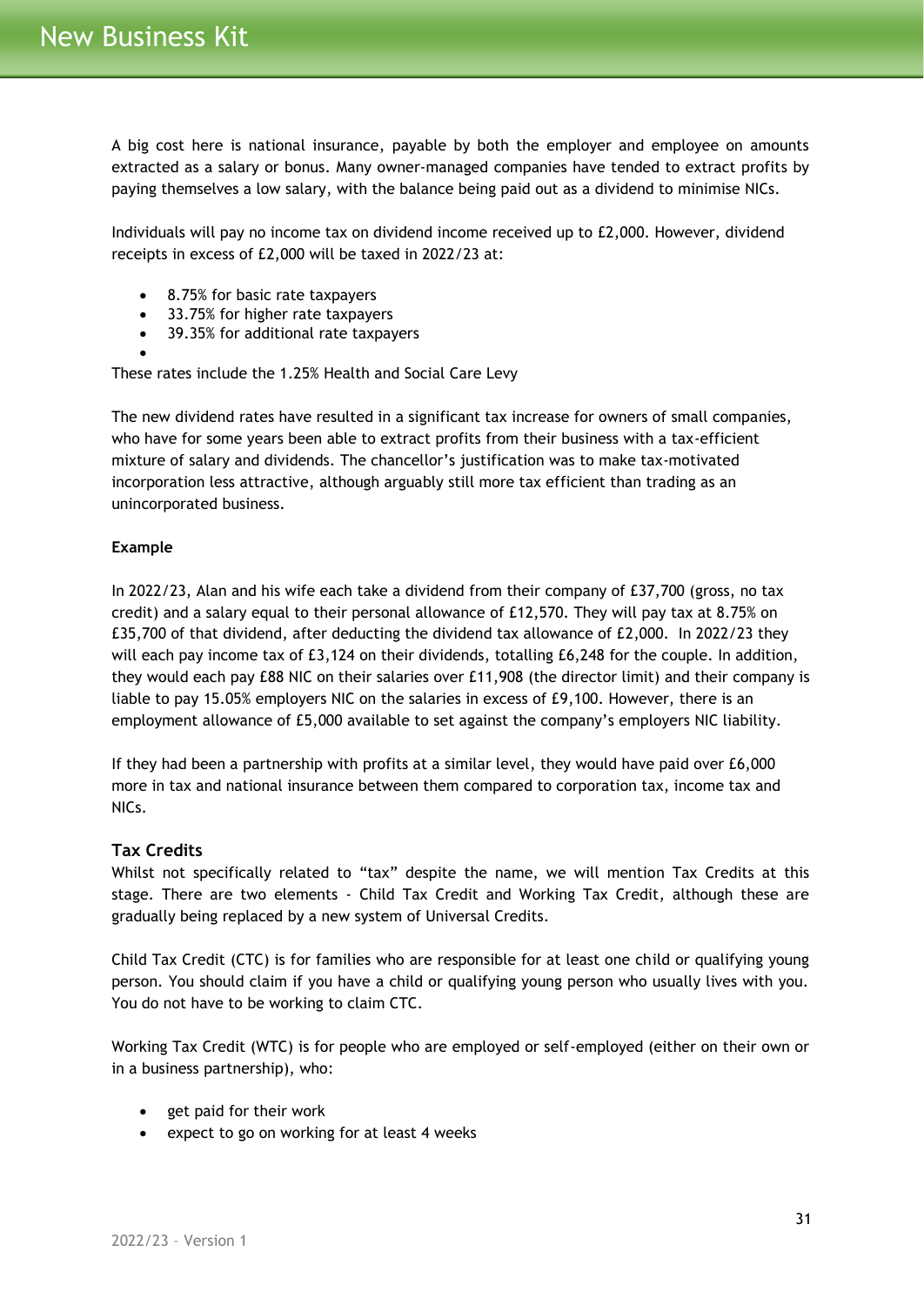A big cost here is national insurance, payable by both the employer and employee on amounts extracted as a salary or bonus. Many owner-managed companies have tended to extract profits by paying themselves a low salary, with the balance being paid out as a dividend to minimise NICs.

Individuals will pay no income tax on dividend income received up to £2,000. However, dividend receipts in excess of £2,000 will be taxed in 2022/23 at:

- 8.75% for basic rate taxpayers
- 33.75% for higher rate taxpayers
- 39.35% for additional rate taxpayers

These rates include the 1.25% Health and Social Care Levy

The new dividend rates have resulted in a significant tax increase for owners of small companies, who have for some years been able to extract profits from their business with a tax-efficient mixture of salary and dividends. The chancellor's justification was to make tax-motivated incorporation less attractive, although arguably still more tax efficient than trading as an unincorporated business.

**Example**

In 2022/23, Alan and his wife each take a dividend from their company of £37,700 (gross, no tax credit) and a salary equal to their personal allowance of £12,570. They will pay tax at 8.75% on £35,700 of that dividend, after deducting the dividend tax allowance of £2,000. In 2022/23 they will each pay income tax of £3,124 on their dividends, totalling £6,248 for the couple. In addition, they would each pay £88 NIC on their salaries over £11,908 (the director limit) and their company is liable to pay 15.05% employers NIC on the salaries in excess of £9,100. However, there is an employment allowance of £5,000 available to set against the company's employers NIC liability.

If they had been a partnership with profits at a similar level, they would have paid over £6,000 more in tax and national insurance between them compared to corporation tax, income tax and NICs.

### Tax Credits

Whilst not specifically related to "tax" despite the name, we will mention Tax Credits at this stage. There are two elements - Child Tax Credit and Working Tax Credit, although these are gradually being replaced by a new system of Universal Credits.

Child Tax Credit (CTC) is for families who are responsible for at least one child or qualifying young person. You should claim if you have a child or qualifying young person who usually lives with you. You do not have to be working to claim CTC.

Working Tax Credit (WTC) is for people who are employed or self-employed (either on their own or in a business partnership), who:

- get paid for their work
- expect to go on working for at least 4 weeks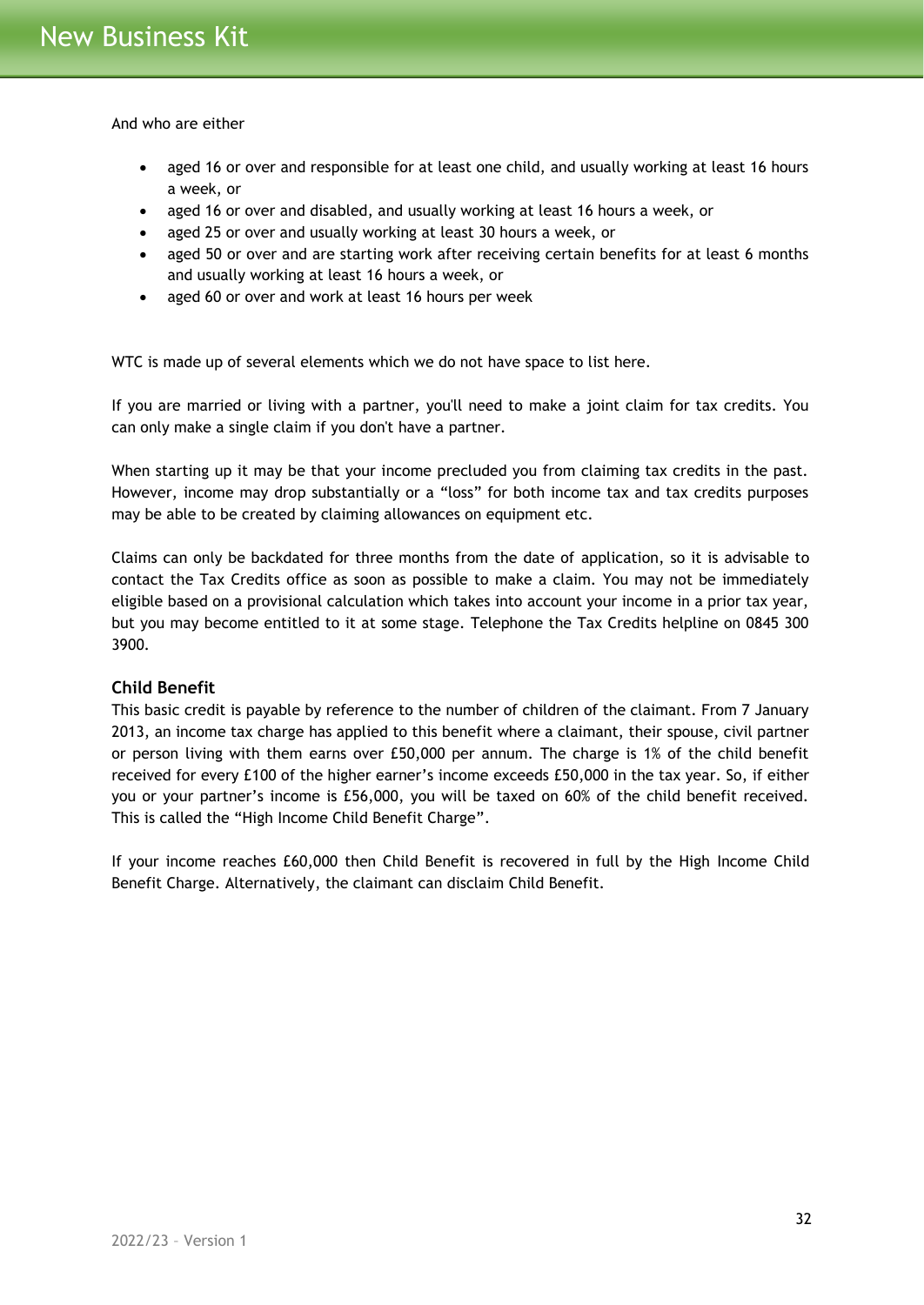And who are either

- aged 16 or over and responsible for at least one child, and usually working at least 16 hours a week, or
- aged 16 or over and disabled, and usually working at least 16 hours a week, or
- aged 25 or over and usually working at least 30 hours a week, or
- aged 50 or over and are starting work after receiving certain benefits for at least 6 months and usually working at least 16 hours a week, or
- aged 60 or over and work at least 16 hours per week

WTC is made up of several elements which we do not have space to list here.

If you are married or living with a partner, you'll need to make a joint claim for tax credits. You can only make a single claim if you don't have a partner.

When starting up it may be that your income precluded you from claiming tax credits in the past. However, income may drop substantially or a "loss" for both income tax and tax credits purposes may be able to be created by claiming allowances on equipment etc.

Claims can only be backdated for three months from the date of application, so it is advisable to contact the Tax Credits office as soon as possible to make a claim. You may not be immediately eligible based on a provisional calculation which takes into account your income in a prior tax year, but you may become entitled to it at some stage. Telephone the Tax Credits helpline on 0845 300 3900.

### Child Benefit

This basic credit is payable by reference to the number of children of the claimant. From 7 January 2013, an income tax charge has applied to this benefit where a claimant, their spouse, civil partner or person living with them earns over £50,000 per annum. The charge is 1% of the child benefit received for every £100 of the higher earner's income exceeds £50,000 in the tax year. So, if either you or your partner's income is £56,000, you will be taxed on 60% of the child benefit received. This is called the "High Income Child Benefit Charge".

If your income reaches £60,000 then Child Benefit is recovered in full by the High Income Child Benefit Charge. Alternatively, the claimant can disclaim Child Benefit.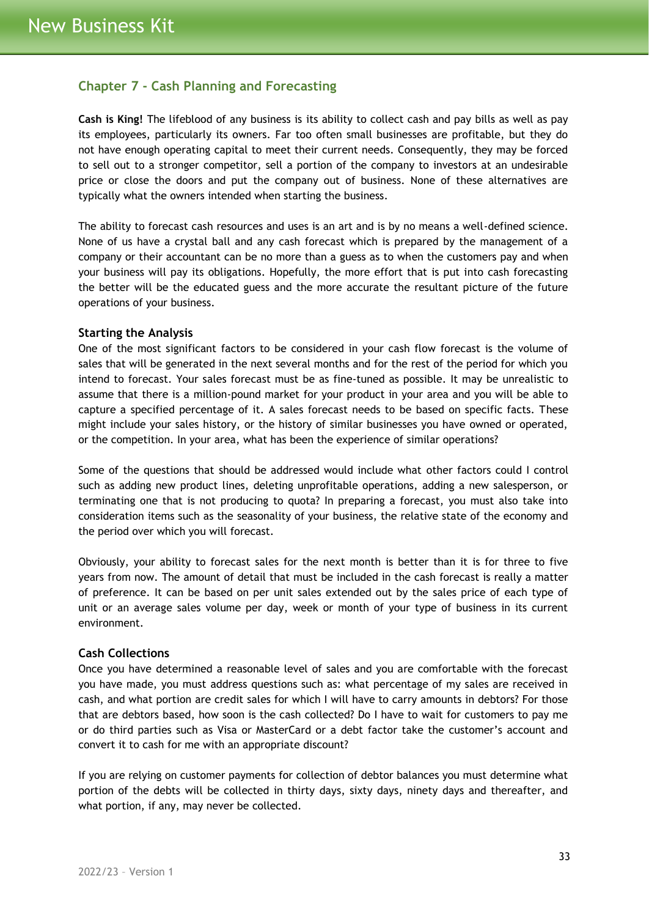## Chapter 7 - Cash Planning and Forecasting

**Cash is King!** The lifeblood of any business is its ability to collect cash and pay bills as well as pay its employees, particularly its owners. Far too often small businesses are profitable, but they do not have enough operating capital to meet their current needs. Consequently, they may be forced to sell out to a stronger competitor, sell a portion of the company to investors at an undesirable price or close the doors and put the company out of business. None of these alternatives are typically what the owners intended when starting the business.

The ability to forecast cash resources and uses is an art and is by no means a well-defined science. None of us have a crystal ball and any cash forecast which is prepared by the management of a company or their accountant can be no more than a guess as to when the customers pay and when your business will pay its obligations. Hopefully, the more effort that is put into cash forecasting the better will be the educated guess and the more accurate the resultant picture of the future operations of your business.

### Starting the Analysis

One of the most significant factors to be considered in your cash flow forecast is the volume of sales that will be generated in the next several months and for the rest of the period for which you intend to forecast. Your sales forecast must be as fine-tuned as possible. It may be unrealistic to assume that there is a million-pound market for your product in your area and you will be able to capture a specified percentage of it. A sales forecast needs to be based on specific facts. These might include your sales history, or the history of similar businesses you have owned or operated, or the competition. In your area, what has been the experience of similar operations?

Some of the questions that should be addressed would include what other factors could I control such as adding new product lines, deleting unprofitable operations, adding a new salesperson, or terminating one that is not producing to quota? In preparing a forecast, you must also take into consideration items such as the seasonality of your business, the relative state of the economy and the period over which you will forecast.

Obviously, your ability to forecast sales for the next month is better than it is for three to five years from now. The amount of detail that must be included in the cash forecast is really a matter of preference. It can be based on per unit sales extended out by the sales price of each type of unit or an average sales volume per day, week or month of your type of business in its current environment.

### Cash Collections

Once you have determined a reasonable level of sales and you are comfortable with the forecast you have made, you must address questions such as: what percentage of my sales are received in cash, and what portion are credit sales for which I will have to carry amounts in debtors? For those that are debtors based, how soon is the cash collected? Do I have to wait for customers to pay me or do third parties such as Visa or MasterCard or a debt factor take the customer's account and convert it to cash for me with an appropriate discount?

If you are relying on customer payments for collection of debtor balances you must determine what portion of the debts will be collected in thirty days, sixty days, ninety days and thereafter, and what portion, if any, may never be collected.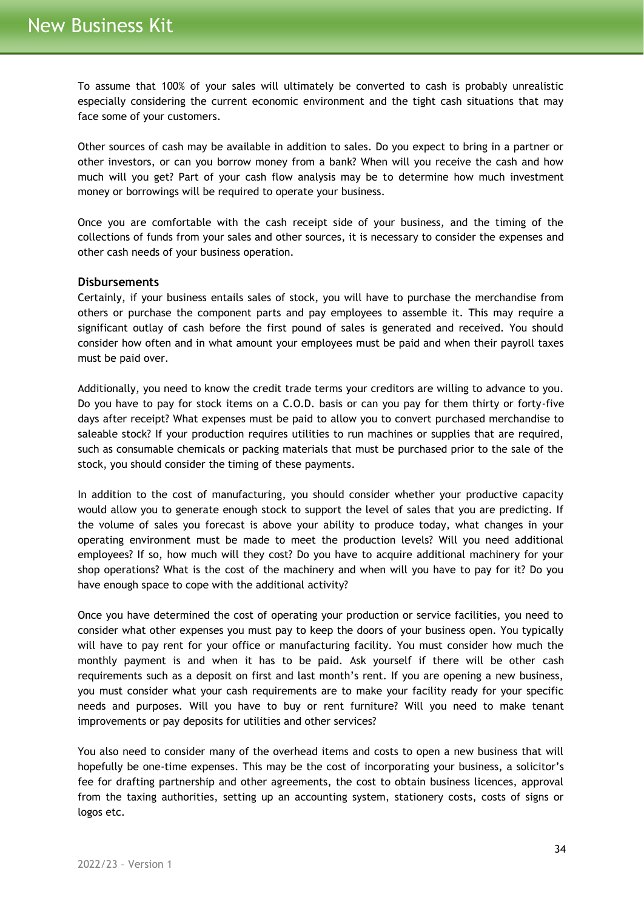To assume that 100% of your sales will ultimately be converted to cash is probably unrealistic especially considering the current economic environment and the tight cash situations that may face some of your customers.

Other sources of cash may be available in addition to sales. Do you expect to bring in a partner or other investors, or can you borrow money from a bank? When will you receive the cash and how much will you get? Part of your cash flow analysis may be to determine how much investment money or borrowings will be required to operate your business.

Once you are comfortable with the cash receipt side of your business, and the timing of the collections of funds from your sales and other sources, it is necessary to consider the expenses and other cash needs of your business operation.

**Disbursements**

Certainly, if your business entails sales of stock, you will have to purchase the merchandise from others or purchase the component parts and pay employees to assemble it. This may require a significant outlay of cash before the first pound of sales is generated and received. You should consider how often and in what amount your employees must be paid and when their payroll taxes must be paid over.

Additionally, you need to know the credit trade terms your creditors are willing to advance to you. Do you have to pay for stock items on a C.O.D. basis or can you pay for them thirty or forty-five days after receipt? What expenses must be paid to allow you to convert purchased merchandise to saleable stock? If your production requires utilities to run machines or supplies that are required, such as consumable chemicals or packing materials that must be purchased prior to the sale of the stock, you should consider the timing of these payments.

In addition to the cost of manufacturing, you should consider whether your productive capacity would allow you to generate enough stock to support the level of sales that you are predicting. If the volume of sales you forecast is above your ability to produce today, what changes in your operating environment must be made to meet the production levels? Will you need additional employees? If so, how much will they cost? Do you have to acquire additional machinery for your shop operations? What is the cost of the machinery and when will you have to pay for it? Do you have enough space to cope with the additional activity?

Once you have determined the cost of operating your production or service facilities, you need to consider what other expenses you must pay to keep the doors of your business open. You typically will have to pay rent for your office or manufacturing facility. You must consider how much the monthly payment is and when it has to be paid. Ask yourself if there will be other cash requirements such as a deposit on first and last month's rent. If you are opening a new business, you must consider what your cash requirements are to make your facility ready for your specific needs and purposes. Will you have to buy or rent furniture? Will you need to make tenant improvements or pay deposits for utilities and other services?

You also need to consider many of the overhead items and costs to open a new business that will hopefully be one-time expenses. This may be the cost of incorporating your business, a solicitor's fee for drafting partnership and other agreements, the cost to obtain business licences, approval from the taxing authorities, setting up an accounting system, stationery costs, costs of signs or logos etc.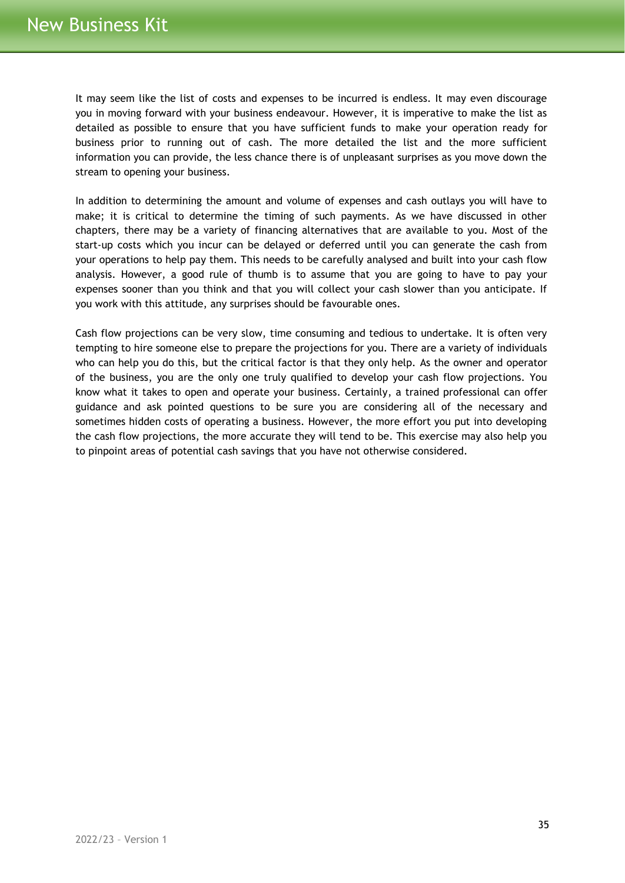It may seem like the list of costs and expenses to be incurred is endless. It may even discourage you in moving forward with your business endeavour. However, it is imperative to make the list as detailed as possible to ensure that you have sufficient funds to make your operation ready for business prior to running out of cash. The more detailed the list and the more sufficient information you can provide, the less chance there is of unpleasant surprises as you move down the stream to opening your business.

In addition to determining the amount and volume of expenses and cash outlays you will have to make; it is critical to determine the timing of such payments. As we have discussed in other chapters, there may be a variety of financing alternatives that are available to you. Most of the start-up costs which you incur can be delayed or deferred until you can generate the cash from your operations to help pay them. This needs to be carefully analysed and built into your cash flow analysis. However, a good rule of thumb is to assume that you are going to have to pay your expenses sooner than you think and that you will collect your cash slower than you anticipate. If you work with this attitude, any surprises should be favourable ones.

Cash flow projections can be very slow, time consuming and tedious to undertake. It is often very tempting to hire someone else to prepare the projections for you. There are a variety of individuals who can help you do this, but the critical factor is that they only help. As the owner and operator of the business, you are the only one truly qualified to develop your cash flow projections. You know what it takes to open and operate your business. Certainly, a trained professional can offer guidance and ask pointed questions to be sure you are considering all of the necessary and sometimes hidden costs of operating a business. However, the more effort you put into developing the cash flow projections, the more accurate they will tend to be. This exercise may also help you to pinpoint areas of potential cash savings that you have not otherwise considered.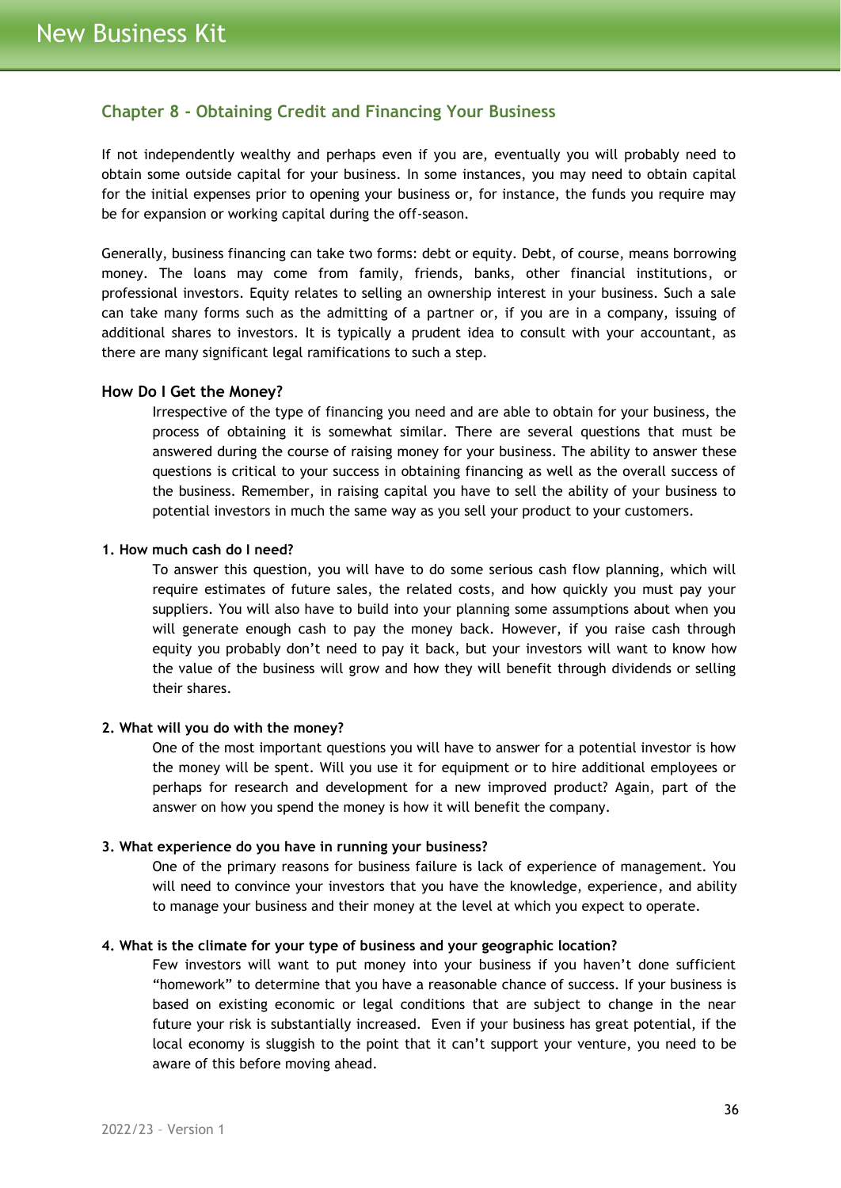## Chapter 8 - Obtaining Credit and Financing Your Business

If not independently wealthy and perhaps even if you are, eventually you will probably need to obtain some outside capital for your business. In some instances, you may need to obtain capital for the initial expenses prior to opening your business or, for instance, the funds you require may be for expansion or working capital during the off-season.

Generally, business financing can take two forms: debt or equity. Debt, of course, means borrowing money. The loans may come from family, friends, banks, other financial institutions, or professional investors. Equity relates to selling an ownership interest in your business. Such a sale can take many forms such as the admitting of a partner or, if you are in a company, issuing of additional shares to investors. It is typically a prudent idea to consult with your accountant, as there are many significant legal ramifications to such a step.

### How Do I Get the Money?

Irrespective of the type of financing you need and are able to obtain for your business, the process of obtaining it is somewhat similar. There are several questions that must be answered during the course of raising money for your business. The ability to answer these questions is critical to your success in obtaining financing as well as the overall success of the business. Remember, in raising capital you have to sell the ability of your business to potential investors in much the same way as you sell your product to your customers.

**1. How much cash do I need?**

To answer this question, you will have to do some serious cash flow planning, which will require estimates of future sales, the related costs, and how quickly you must pay your suppliers. You will also have to build into your planning some assumptions about when you will generate enough cash to pay the money back. However, if you raise cash through equity you probably don't need to pay it back, but your investors will want to know how the value of the business will grow and how they will benefit through dividends or selling their shares.

**2. What will you do with the money?**

One of the most important questions you will have to answer for a potential investor is how the money will be spent. Will you use it for equipment or to hire additional employees or perhaps for research and development for a new improved product? Again, part of the answer on how you spend the money is how it will benefit the company.

**3. What experience do you have in running your business?**

One of the primary reasons for business failure is lack of experience of management. You will need to convince your investors that you have the knowledge, experience, and ability to manage your business and their money at the level at which you expect to operate.

**4. What is the climate for your type of business and your geographic location?**

Few investors will want to put money into your business if you haven't done sufficient "homework" to determine that you have a reasonable chance of success. If your business is based on existing economic or legal conditions that are subject to change in the near future your risk is substantially increased. Even if your business has great potential, if the local economy is sluggish to the point that it can't support your venture, you need to be aware of this before moving ahead.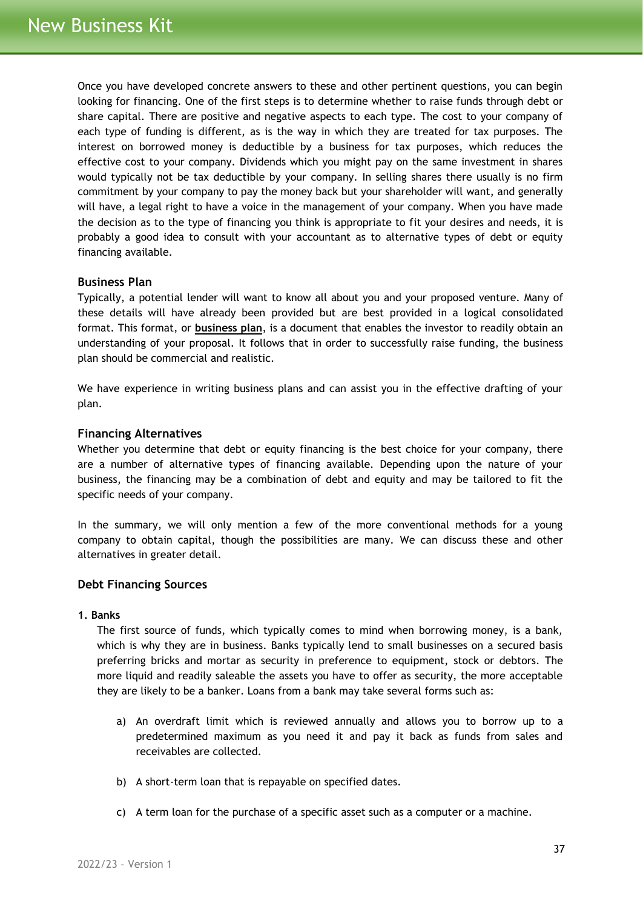Once you have developed concrete answers to these and other pertinent questions, you can begin looking for financing. One of the first steps is to determine whether to raise funds through debt or share capital. There are positive and negative aspects to each type. The cost to your company of each type of funding is different, as is the way in which they are treated for tax purposes. The interest on borrowed money is deductible by a business for tax purposes, which reduces the effective cost to your company. Dividends which you might pay on the same investment in shares would typically not be tax deductible by your company. In selling shares there usually is no firm commitment by your company to pay the money back but your shareholder will want, and generally will have, a legal right to have a voice in the management of your company. When you have made the decision as to the type of financing you think is appropriate to fit your desires and needs, it is probably a good idea to consult with your accountant as to alternative types of debt or equity financing available.

### Business Plan

Typically, a potential lender will want to know all about you and your proposed venture. Many of these details will have already been provided but are best provided in a logical consolidated format. This format, or **business plan**, is a document that enables the investor to readily obtain an understanding of your proposal. It follows that in order to successfully raise funding, the business plan should be commercial and realistic.

We have experience in writing business plans and can assist you in the effective drafting of your plan.

### Financing Alternatives

Whether you determine that debt or equity financing is the best choice for your company, there are a number of alternative types of financing available. Depending upon the nature of your business, the financing may be a combination of debt and equity and may be tailored to fit the specific needs of your company.

In the summary, we will only mention a few of the more conventional methods for a young company to obtain capital, though the possibilities are many. We can discuss these and other alternatives in greater detail.

### Debt Financing Sources

**1. Banks**

The first source of funds, which typically comes to mind when borrowing money, is a bank, which is why they are in business. Banks typically lend to small businesses on a secured basis preferring bricks and mortar as security in preference to equipment, stock or debtors. The more liquid and readily saleable the assets you have to offer as security, the more acceptable they are likely to be a banker. Loans from a bank may take several forms such as:

a) An overdraft limit which is reviewed annually and allows you to borrow up to a predetermined maximum as you need it and pay it back as funds from sales and receivables are collected.

b) A short-term loan that is repayable on specified dates.

c) A term loan for the purchase of a specific asset such as a computer or a machine.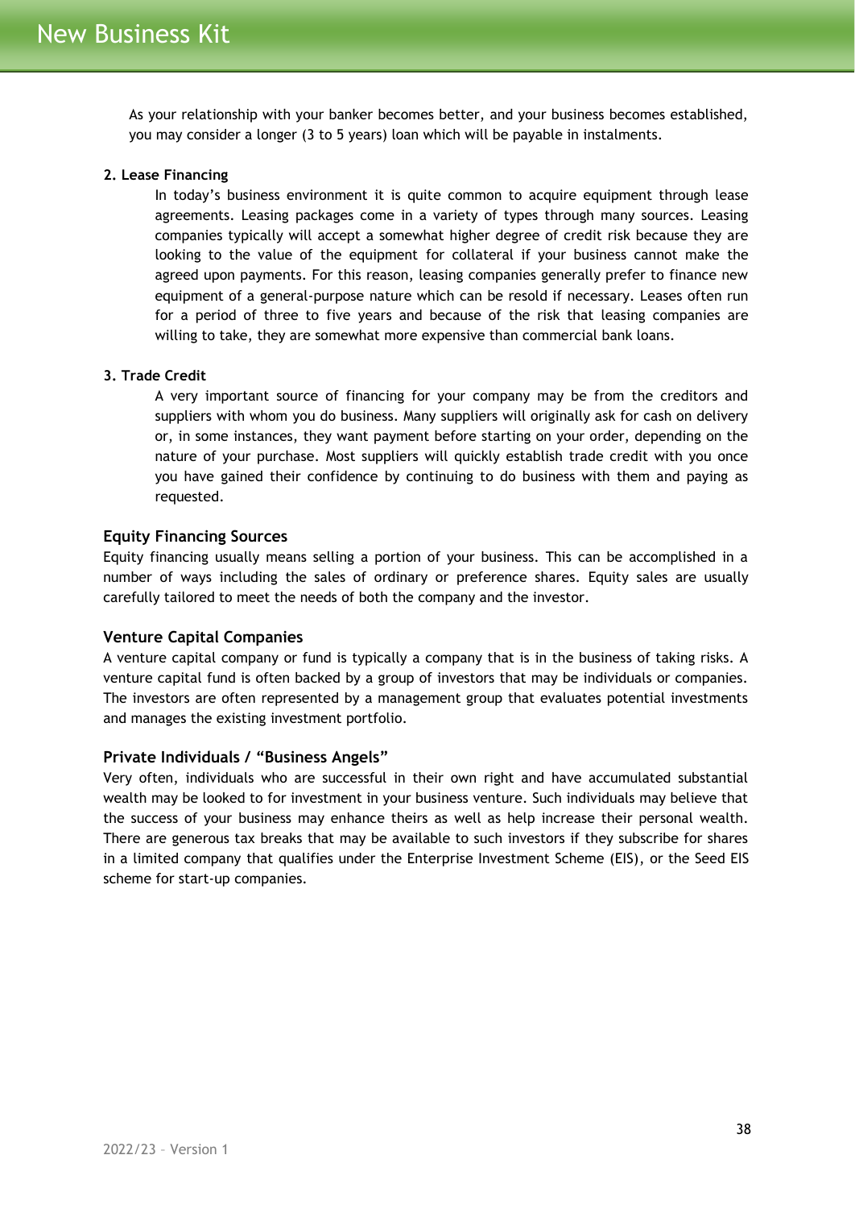As your relationship with your banker becomes better, and your business becomes established, you may consider a longer (3 to 5 years) loan which will be payable in instalments.

**2. Lease Financing**

In today's business environment it is quite common to acquire equipment through lease agreements. Leasing packages come in a variety of types through many sources. Leasing companies typically will accept a somewhat higher degree of credit risk because they are looking to the value of the equipment for collateral if your business cannot make the agreed upon payments. For this reason, leasing companies generally prefer to finance new equipment of a general-purpose nature which can be resold if necessary. Leases often run for a period of three to five years and because of the risk that leasing companies are willing to take, they are somewhat more expensive than commercial bank loans.

**3. Trade Credit**

A very important source of financing for your company may be from the creditors and suppliers with whom you do business. Many suppliers will originally ask for cash on delivery or, in some instances, they want payment before starting on your order, depending on the nature of your purchase. Most suppliers will quickly establish trade credit with you once you have gained their confidence by continuing to do business with them and paying as requested.

### Equity Financing Sources

Equity financing usually means selling a portion of your business. This can be accomplished in a number of ways including the sales of ordinary or preference shares. Equity sales are usually carefully tailored to meet the needs of both the company and the investor.

### Venture Capital Companies

A venture capital company or fund is typically a company that is in the business of taking risks. A venture capital fund is often backed by a group of investors that may be individuals or companies. The investors are often represented by a management group that evaluates potential investments and manages the existing investment portfolio.

### Private Individuals / "Business Angels"

Very often, individuals who are successful in their own right and have accumulated substantial wealth may be looked to for investment in your business venture. Such individuals may believe that the success of your business may enhance theirs as well as help increase their personal wealth. There are generous tax breaks that may be available to such investors if they subscribe for shares in a limited company that qualifies under the Enterprise Investment Scheme (EIS), or the Seed EIS scheme for start-up companies.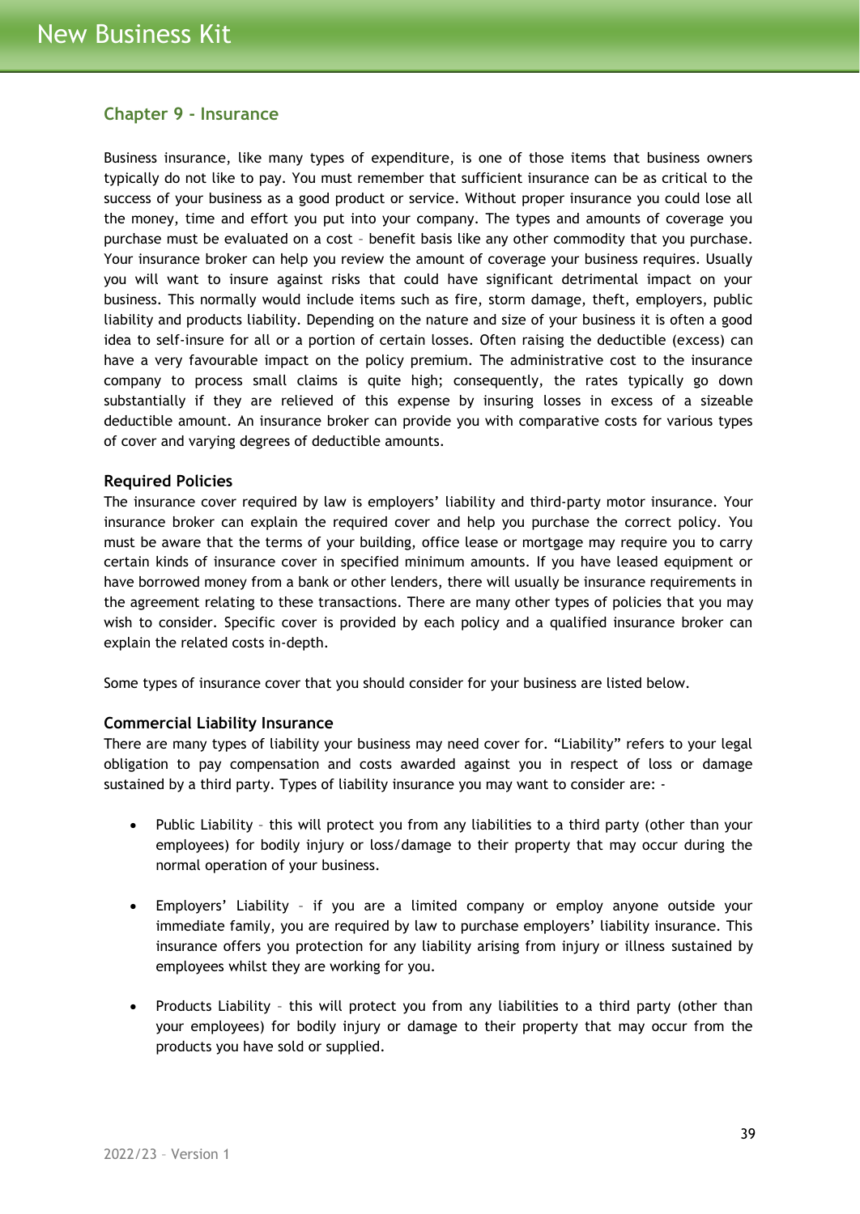## Chapter 9 - Insurance

Business insurance, like many types of expenditure, is one of those items that business owners typically do not like to pay. You must remember that sufficient insurance can be as critical to the success of your business as a good product or service. Without proper insurance you could lose all the money, time and effort you put into your company. The types and amounts of coverage you purchase must be evaluated on a cost – benefit basis like any other commodity that you purchase. Your insurance broker can help you review the amount of coverage your business requires. Usually you will want to insure against risks that could have significant detrimental impact on your business. This normally would include items such as fire, storm damage, theft, employers, public liability and products liability. Depending on the nature and size of your business it is often a good idea to self-insure for all or a portion of certain losses. Often raising the deductible (excess) can have a very favourable impact on the policy premium. The administrative cost to the insurance company to process small claims is quite high; consequently, the rates typically go down substantially if they are relieved of this expense by insuring losses in excess of a sizeable deductible amount. An insurance broker can provide you with comparative costs for various types of cover and varying degrees of deductible amounts.

### Required Policies

The insurance cover required by law is employers' liability and third-party motor insurance. Your insurance broker can explain the required cover and help you purchase the correct policy. You must be aware that the terms of your building, office lease or mortgage may require you to carry certain kinds of insurance cover in specified minimum amounts. If you have leased equipment or have borrowed money from a bank or other lenders, there will usually be insurance requirements in the agreement relating to these transactions. There are many other types of policies that you may wish to consider. Specific cover is provided by each policy and a qualified insurance broker can explain the related costs in-depth.

Some types of insurance cover that you should consider for your business are listed below.

### Commercial Liability Insurance

There are many types of liability your business may need cover for. "Liability" refers to your legal obligation to pay compensation and costs awarded against you in respect of loss or damage sustained by a third party. Types of liability insurance you may want to consider are: -

- Public Liability – this will protect you from any liabilities to a third party (other than your employees) for bodily injury or loss/damage to their property that may occur during the normal operation of your business.
- Employers' Liability – if you are a limited company or employ anyone outside your immediate family, you are required by law to purchase employers' liability insurance. This insurance offers you protection for any liability arising from injury or illness sustained by employees whilst they are working for you.
- Products Liability – this will protect you from any liabilities to a third party (other than your employees) for bodily injury or damage to their property that may occur from the products you have sold or supplied.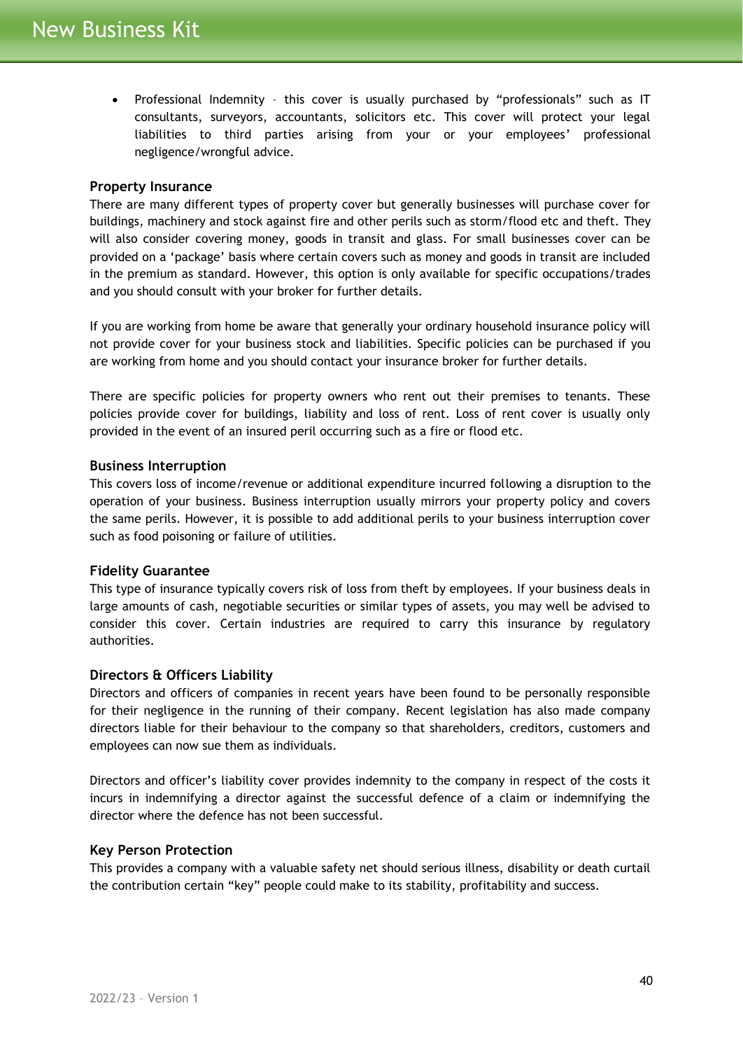- Professional Indemnity – this cover is usually purchased by "professionals" such as IT consultants, surveyors, accountants, solicitors etc. This cover will protect your legal liabilities to third parties arising from your or your employees' professional negligence/wrongful advice.

### Property Insurance

There are many different types of property cover but generally businesses will purchase cover for buildings, machinery and stock against fire and other perils such as storm/flood etc and theft. They will also consider covering money, goods in transit and glass. For small businesses cover can be provided on a 'package' basis where certain covers such as money and goods in transit are included in the premium as standard. However, this option is only available for specific occupations/trades and you should consult with your broker for further details.

If you are working from home be aware that generally your ordinary household insurance policy will not provide cover for your business stock and liabilities. Specific policies can be purchased if you are working from home and you should contact your insurance broker for further details.

There are specific policies for property owners who rent out their premises to tenants. These policies provide cover for buildings, liability and loss of rent. Loss of rent cover is usually only provided in the event of an insured peril occurring such as a fire or flood etc.

### Business Interruption

This covers loss of income/revenue or additional expenditure incurred following a disruption to the operation of your business. Business interruption usually mirrors your property policy and covers the same perils. However, it is possible to add additional perils to your business interruption cover such as food poisoning or failure of utilities.

### Fidelity Guarantee

This type of insurance typically covers risk of loss from theft by employees. If your business deals in large amounts of cash, negotiable securities or similar types of assets, you may well be advised to consider this cover. Certain industries are required to carry this insurance by regulatory authorities.

### Directors & Officers Liability

Directors and officers of companies in recent years have been found to be personally responsible for their negligence in the running of their company. Recent legislation has also made company directors liable for their behaviour to the company so that shareholders, creditors, customers and employees can now sue them as individuals.

Directors and officer's liability cover provides indemnity to the company in respect of the costs it incurs in indemnifying a director against the successful defence of a claim or indemnifying the director where the defence has not been successful.

### Key Person Protection

This provides a company with a valuable safety net should serious illness, disability or death curtail the contribution certain "key" people could make to its stability, profitability and success.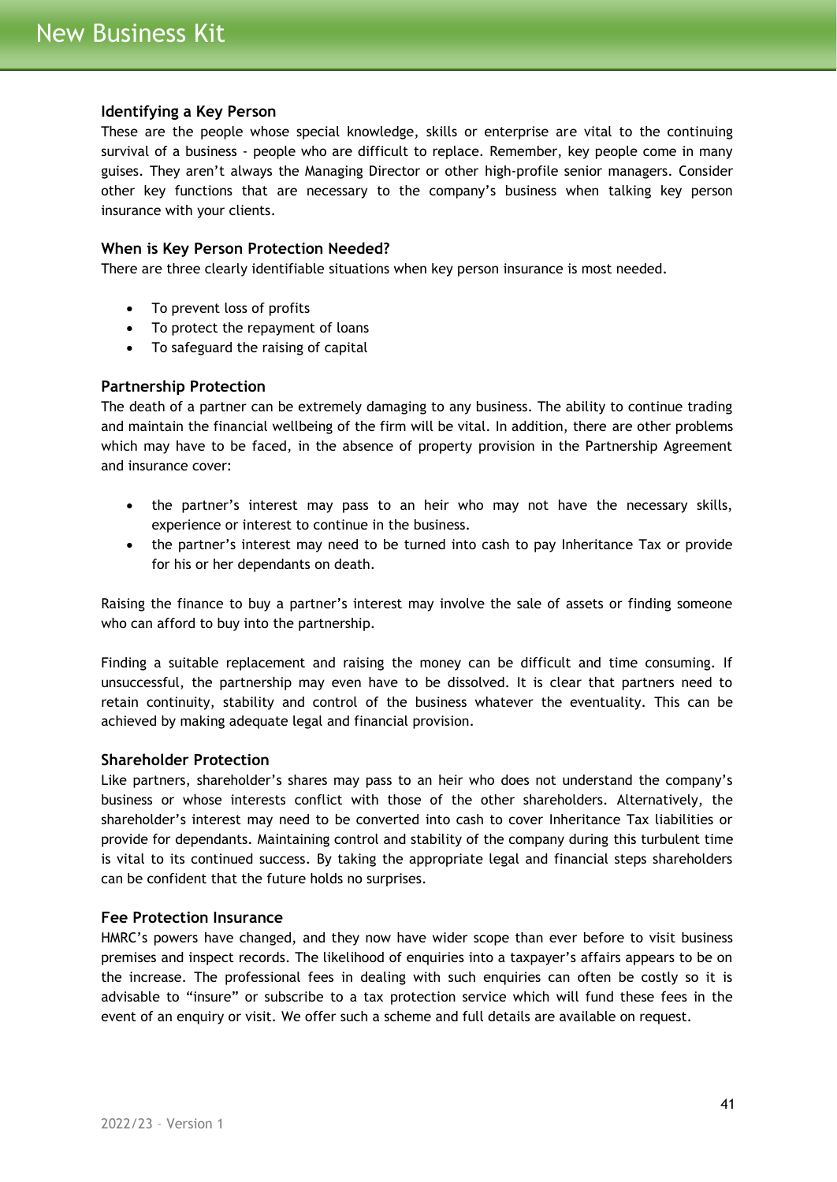### Identifying a Key Person

These are the people whose special knowledge, skills or enterprise are vital to the continuing survival of a business - people who are difficult to replace. Remember, key people come in many guises. They aren't always the Managing Director or other high-profile senior managers. Consider other key functions that are necessary to the company's business when talking key person insurance with your clients.

### When is Key Person Protection Needed?

There are three clearly identifiable situations when key person insurance is most needed.

- To prevent loss of profits
- To protect the repayment of loans
- To safeguard the raising of capital

### Partnership Protection

The death of a partner can be extremely damaging to any business. The ability to continue trading and maintain the financial wellbeing of the firm will be vital. In addition, there are other problems which may have to be faced, in the absence of property provision in the Partnership Agreement and insurance cover:

- the partner's interest may pass to an heir who may not have the necessary skills, experience or interest to continue in the business.
- the partner's interest may need to be turned into cash to pay Inheritance Tax or provide for his or her dependants on death.

Raising the finance to buy a partner's interest may involve the sale of assets or finding someone who can afford to buy into the partnership.

Finding a suitable replacement and raising the money can be difficult and time consuming. If unsuccessful, the partnership may even have to be dissolved. It is clear that partners need to retain continuity, stability and control of the business whatever the eventuality. This can be achieved by making adequate legal and financial provision.

### Shareholder Protection

Like partners, shareholder's shares may pass to an heir who does not understand the company's business or whose interests conflict with those of the other shareholders. Alternatively, the shareholder's interest may need to be converted into cash to cover Inheritance Tax liabilities or provide for dependants. Maintaining control and stability of the company during this turbulent time is vital to its continued success. By taking the appropriate legal and financial steps shareholders can be confident that the future holds no surprises.

### Fee Protection Insurance

HMRC's powers have changed, and they now have wider scope than ever before to visit business premises and inspect records. The likelihood of enquiries into a taxpayer's affairs appears to be on the increase. The professional fees in dealing with such enquiries can often be costly so it is advisable to "insure" or subscribe to a tax protection service which will fund these fees in the event of an enquiry or visit. We offer such a scheme and full details are available on request.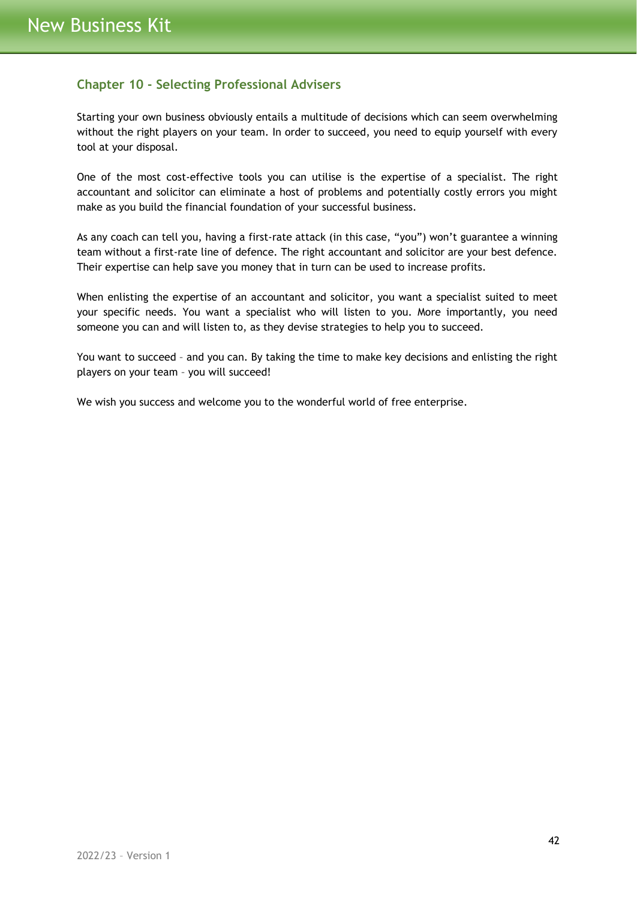## Chapter 10 - Selecting Professional Advisers

Starting your own business obviously entails a multitude of decisions which can seem overwhelming without the right players on your team. In order to succeed, you need to equip yourself with every tool at your disposal.

One of the most cost-effective tools you can utilise is the expertise of a specialist. The right accountant and solicitor can eliminate a host of problems and potentially costly errors you might make as you build the financial foundation of your successful business.

As any coach can tell you, having a first-rate attack (in this case, "you") won't guarantee a winning team without a first-rate line of defence. The right accountant and solicitor are your best defence. Their expertise can help save you money that in turn can be used to increase profits.

When enlisting the expertise of an accountant and solicitor, you want a specialist suited to meet your specific needs. You want a specialist who will listen to you. More importantly, you need someone you can and will listen to, as they devise strategies to help you to succeed.

You want to succeed – and you can. By taking the time to make key decisions and enlisting the right players on your team – you will succeed!

We wish you success and welcome you to the wonderful world of free enterprise.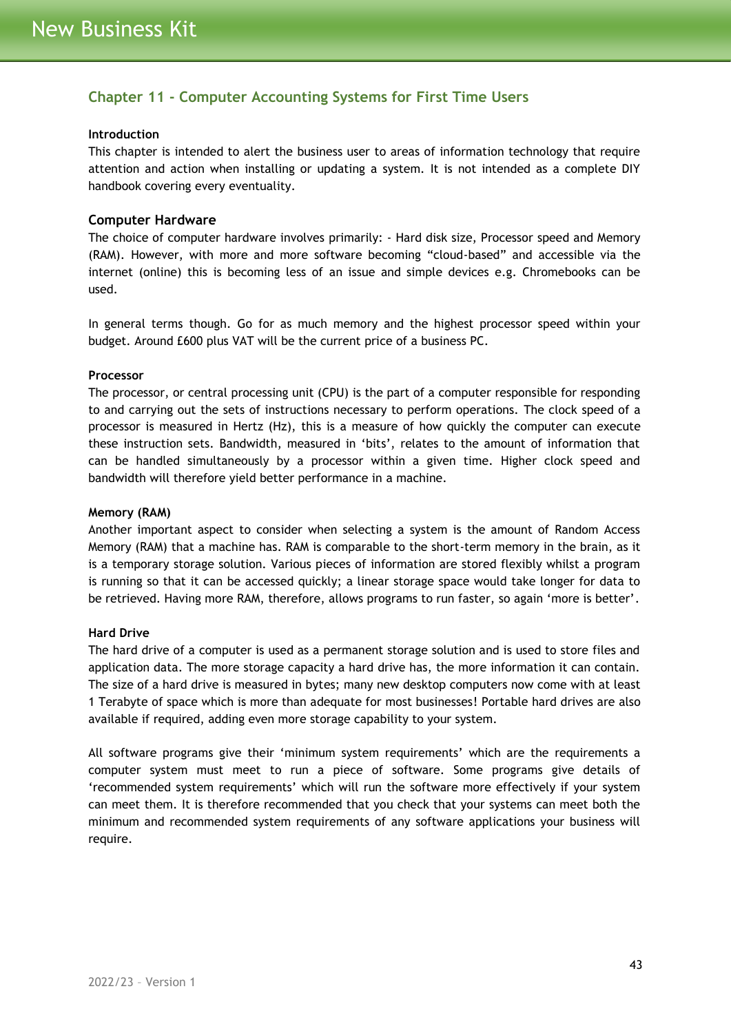## Chapter 11 - Computer Accounting Systems for First Time Users

**Introduction**

This chapter is intended to alert the business user to areas of information technology that require attention and action when installing or updating a system. It is not intended as a complete DIY handbook covering every eventuality.

### Computer Hardware

The choice of computer hardware involves primarily: - Hard disk size, Processor speed and Memory (RAM). However, with more and more software becoming “cloud-based” and accessible via the internet (online) this is becoming less of an issue and simple devices e.g. Chromebooks can be used.

In general terms though. Go for as much memory and the highest processor speed within your budget. Around £600 plus VAT will be the current price of a business PC.

**Processor**

The processor, or central processing unit (CPU) is the part of a computer responsible for responding to and carrying out the sets of instructions necessary to perform operations. The clock speed of a processor is measured in Hertz (Hz), this is a measure of how quickly the computer can execute these instruction sets. Bandwidth, measured in ‘bits’, relates to the amount of information that can be handled simultaneously by a processor within a given time. Higher clock speed and bandwidth will therefore yield better performance in a machine.

**Memory (RAM)**

Another important aspect to consider when selecting a system is the amount of Random Access Memory (RAM) that a machine has. RAM is comparable to the short-term memory in the brain, as it is a temporary storage solution. Various pieces of information are stored flexibly whilst a program is running so that it can be accessed quickly; a linear storage space would take longer for data to be retrieved. Having more RAM, therefore, allows programs to run faster, so again ‘more is better’.

**Hard Drive**

The hard drive of a computer is used as a permanent storage solution and is used to store files and application data. The more storage capacity a hard drive has, the more information it can contain. The size of a hard drive is measured in bytes; many new desktop computers now come with at least 1 Terabyte of space which is more than adequate for most businesses! Portable hard drives are also available if required, adding even more storage capability to your system.

All software programs give their ‘minimum system requirements’ which are the requirements a computer system must meet to run a piece of software. Some programs give details of ‘recommended system requirements’ which will run the software more effectively if your system can meet them. It is therefore recommended that you check that your systems can meet both the minimum and recommended system requirements of any software applications your business will require.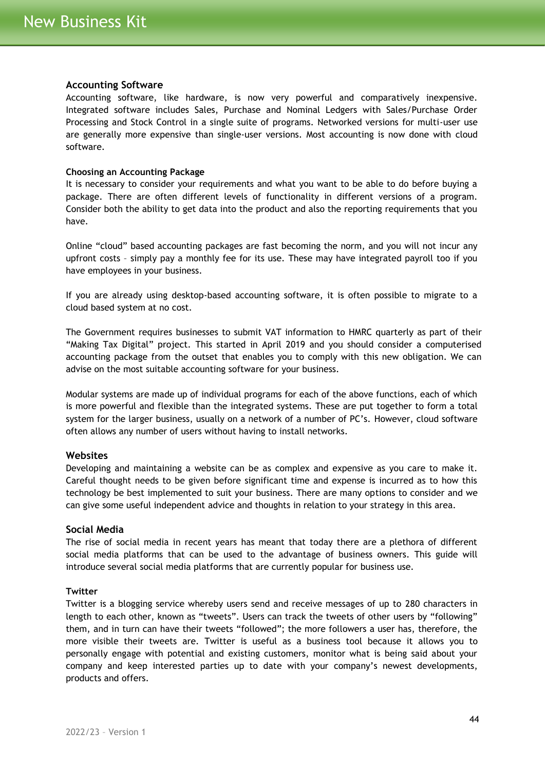## Accounting Software

Accounting software, like hardware, is now very powerful and comparatively inexpensive. Integrated software includes Sales, Purchase and Nominal Ledgers with Sales/Purchase Order Processing and Stock Control in a single suite of programs. Networked versions for multi-user use are generally more expensive than single-user versions. Most accounting is now done with cloud software.

### Choosing an Accounting Package

It is necessary to consider your requirements and what you want to be able to do before buying a package. There are often different levels of functionality in different versions of a program. Consider both the ability to get data into the product and also the reporting requirements that you have.

Online "cloud" based accounting packages are fast becoming the norm, and you will not incur any upfront costs – simply pay a monthly fee for its use. These may have integrated payroll too if you have employees in your business.

If you are already using desktop-based accounting software, it is often possible to migrate to a cloud based system at no cost.

The Government requires businesses to submit VAT information to HMRC quarterly as part of their "Making Tax Digital" project. This started in April 2019 and you should consider a computerised accounting package from the outset that enables you to comply with this new obligation. We can advise on the most suitable accounting software for your business.

Modular systems are made up of individual programs for each of the above functions, each of which is more powerful and flexible than the integrated systems. These are put together to form a total system for the larger business, usually on a network of a number of PC's. However, cloud software often allows any number of users without having to install networks.

## Websites

Developing and maintaining a website can be as complex and expensive as you care to make it. Careful thought needs to be given before significant time and expense is incurred as to how this technology be best implemented to suit your business. There are many options to consider and we can give some useful independent advice and thoughts in relation to your strategy in this area.

## Social Media

The rise of social media in recent years has meant that today there are a plethora of different social media platforms that can be used to the advantage of business owners. This guide will introduce several social media platforms that are currently popular for business use.

### Twitter

Twitter is a blogging service whereby users send and receive messages of up to 280 characters in length to each other, known as "tweets". Users can track the tweets of other users by "following" them, and in turn can have their tweets "followed"; the more followers a user has, therefore, the more visible their tweets are. Twitter is useful as a business tool because it allows you to personally engage with potential and existing customers, monitor what is being said about your company and keep interested parties up to date with your company's newest developments, products and offers.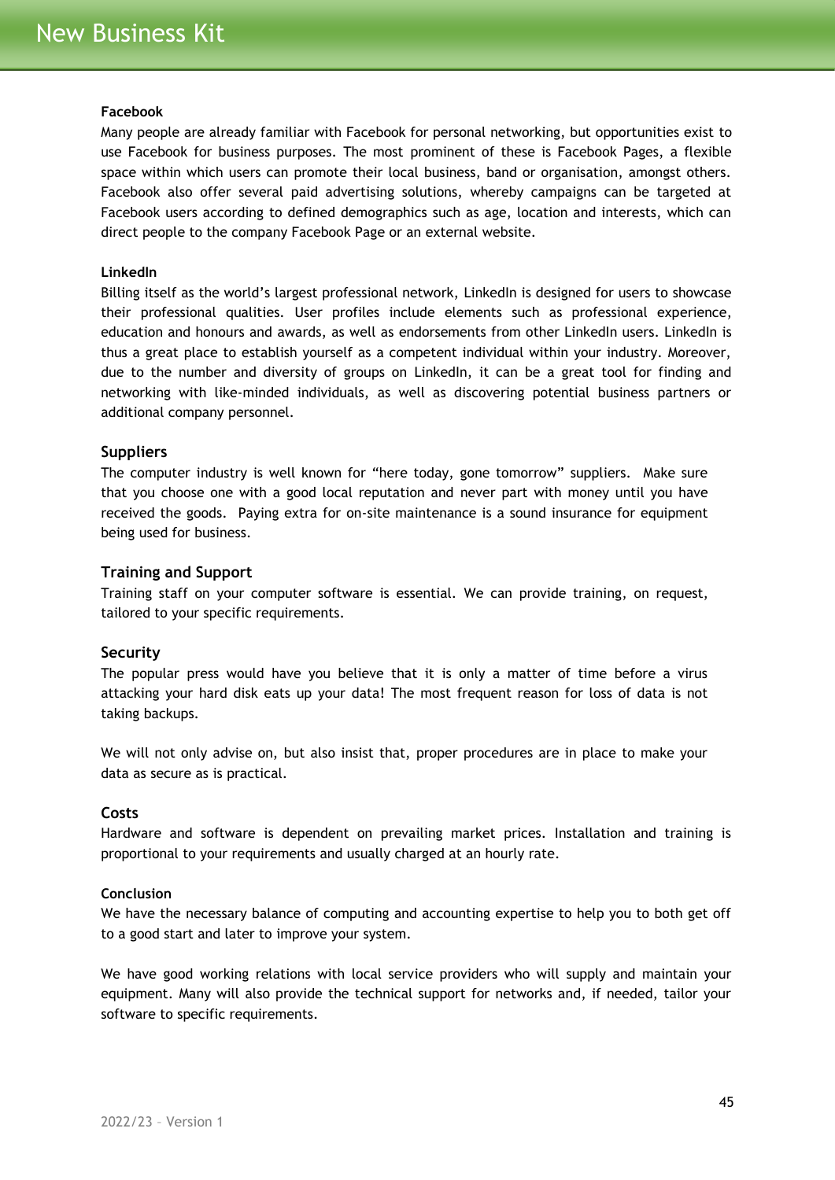#### Facebook

Many people are already familiar with Facebook for personal networking, but opportunities exist to use Facebook for business purposes. The most prominent of these is Facebook Pages, a flexible space within which users can promote their local business, band or organisation, amongst others. Facebook also offer several paid advertising solutions, whereby campaigns can be targeted at Facebook users according to defined demographics such as age, location and interests, which can direct people to the company Facebook Page or an external website.

#### LinkedIn

Billing itself as the world's largest professional network, LinkedIn is designed for users to showcase their professional qualities. User profiles include elements such as professional experience, education and honours and awards, as well as endorsements from other LinkedIn users. LinkedIn is thus a great place to establish yourself as a competent individual within your industry. Moreover, due to the number and diversity of groups on LinkedIn, it can be a great tool for finding and networking with like-minded individuals, as well as discovering potential business partners or additional company personnel.

### Suppliers

The computer industry is well known for "here today, gone tomorrow" suppliers. Make sure that you choose one with a good local reputation and never part with money until you have received the goods. Paying extra for on-site maintenance is a sound insurance for equipment being used for business.

### Training and Support

Training staff on your computer software is essential. We can provide training, on request, tailored to your specific requirements.

### Security

The popular press would have you believe that it is only a matter of time before a virus attacking your hard disk eats up your data! The most frequent reason for loss of data is not taking backups.

We will not only advise on, but also insist that, proper procedures are in place to make your data as secure as is practical.

### Costs

Hardware and software is dependent on prevailing market prices. Installation and training is proportional to your requirements and usually charged at an hourly rate.

#### Conclusion

We have the necessary balance of computing and accounting expertise to help you to both get off to a good start and later to improve your system.

We have good working relations with local service providers who will supply and maintain your equipment. Many will also provide the technical support for networks and, if needed, tailor your software to specific requirements.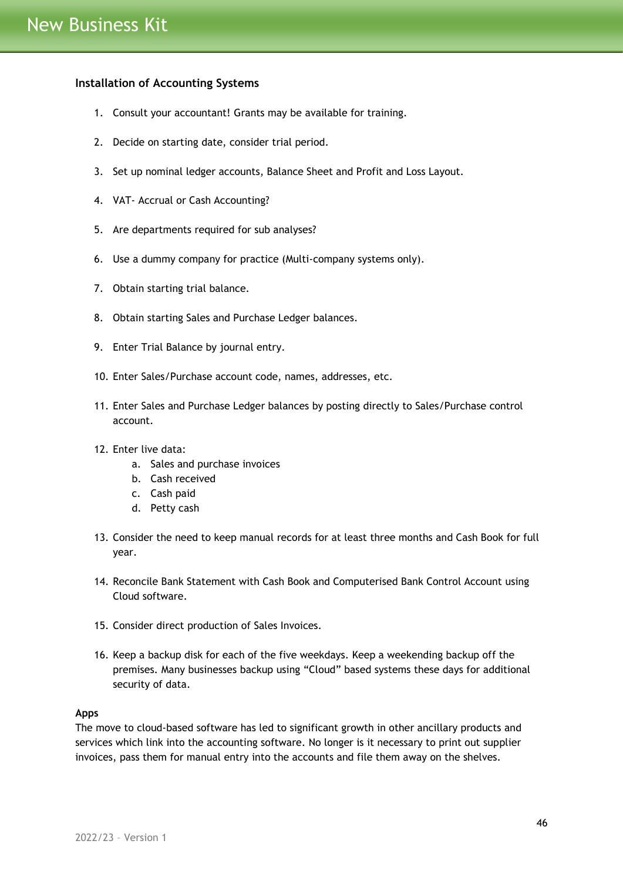### Installation of Accounting Systems

1. Consult your accountant! Grants may be available for training.
2. Decide on starting date, consider trial period.
3. Set up nominal ledger accounts, Balance Sheet and Profit and Loss Layout.
4. VAT- Accrual or Cash Accounting?
5. Are departments required for sub analyses?
6. Use a dummy company for practice (Multi-company systems only).
7. Obtain starting trial balance.
8. Obtain starting Sales and Purchase Ledger balances.
9. Enter Trial Balance by journal entry.
10. Enter Sales/Purchase account code, names, addresses, etc.
11. Enter Sales and Purchase Ledger balances by posting directly to Sales/Purchase control account.
12. Enter live data:
    a. Sales and purchase invoices
    b. Cash received
    c. Cash paid
    d. Petty cash
13. Consider the need to keep manual records for at least three months and Cash Book for full year.
14. Reconcile Bank Statement with Cash Book and Computerised Bank Control Account using Cloud software.
15. Consider direct production of Sales Invoices.
16. Keep a backup disk for each of the five weekdays. Keep a weekending backup off the premises. Many businesses backup using "Cloud" based systems these days for additional security of data.

**Apps**

The move to cloud-based software has led to significant growth in other ancillary products and services which link into the accounting software. No longer is it necessary to print out supplier invoices, pass them for manual entry into the accounts and file them away on the shelves.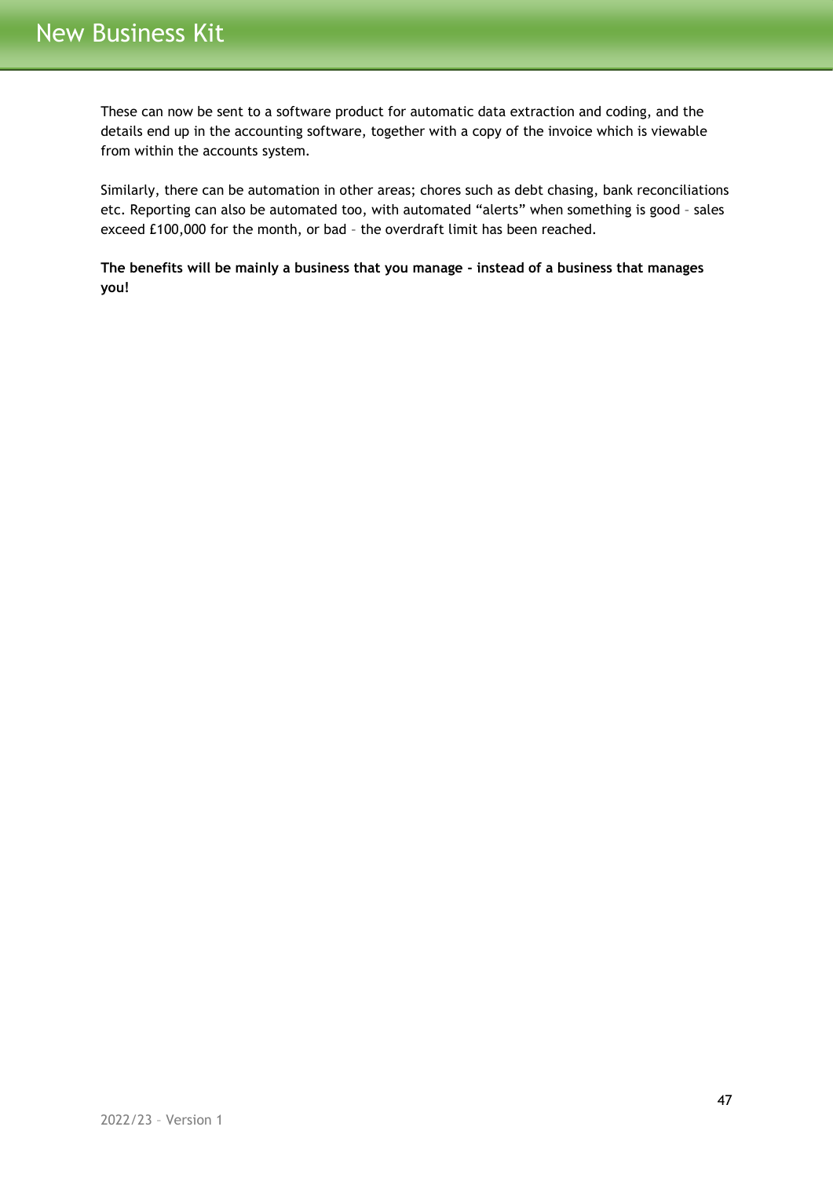These can now be sent to a software product for automatic data extraction and coding, and the details end up in the accounting software, together with a copy of the invoice which is viewable from within the accounts system.

Similarly, there can be automation in other areas; chores such as debt chasing, bank reconciliations etc. Reporting can also be automated too, with automated "alerts" when something is good – sales exceed £100,000 for the month, or bad – the overdraft limit has been reached.

**The benefits will be mainly a business that you manage - instead of a business that manages you!**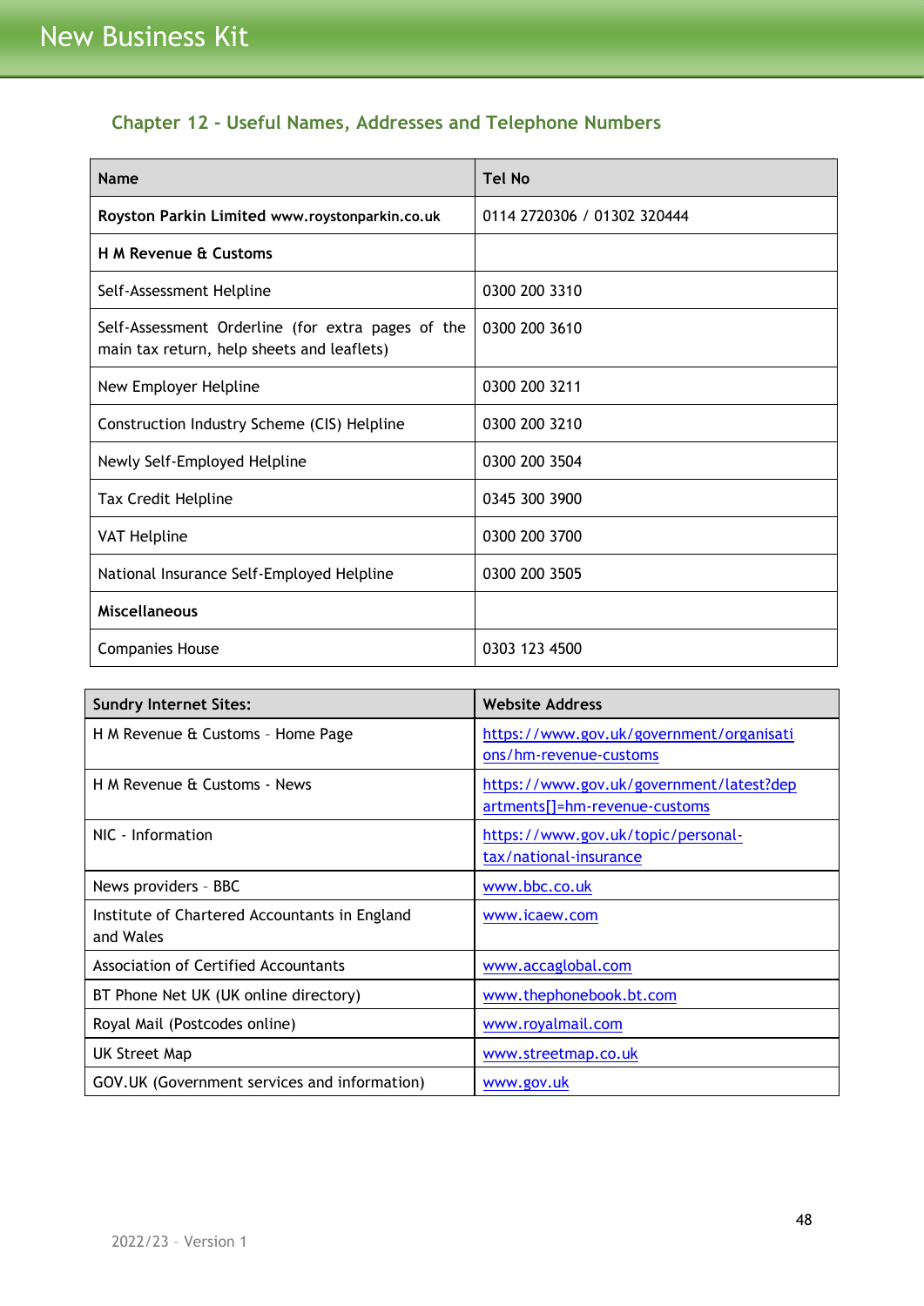## Chapter 12 - Useful Names, Addresses and Telephone Numbers

| Name | Tel No |
|---|---|
| **Royston Parkin Limited** **www.roystonparkin.co.uk** | 0114 2720306 / 01302 320444 |
| **H M Revenue & Customs** | |
| Self-Assessment Helpline | 0300 200 3310 |
| Self-Assessment Orderline (for extra pages of the main tax return, help sheets and leaflets) | 0300 200 3610 |
| New Employer Helpline | 0300 200 3211 |
| Construction Industry Scheme (CIS) Helpline | 0300 200 3210 |
| Newly Self-Employed Helpline | 0300 200 3504 |
| Tax Credit Helpline | 0345 300 3900 |
| VAT Helpline | 0300 200 3700 |
| National Insurance Self-Employed Helpline | 0300 200 3505 |
| **Miscellaneous** | |
| Companies House | 0303 123 4500 |

| Sundry Internet Sites: | Website Address |
|---|---|
| H M Revenue & Customs - Home Page | https://www.gov.uk/government/organisations/hm-revenue-customs |
| H M Revenue & Customs - News | https://www.gov.uk/government/latest?departments[]=hm-revenue-customs |
| NIC - Information | https://www.gov.uk/topic/personal-tax/national-insurance |
| News providers - BBC | www.bbc.co.uk |
| Institute of Chartered Accountants in England and Wales | www.icaew.com |
| Association of Certified Accountants | www.accaglobal.com |
| BT Phone Net UK (UK online directory) | www.thephonebook.bt.com |
| Royal Mail (Postcodes online) | www.royalmail.com |
| UK Street Map | www.streetmap.co.uk |
| GOV.UK (Government services and information) | www.gov.uk |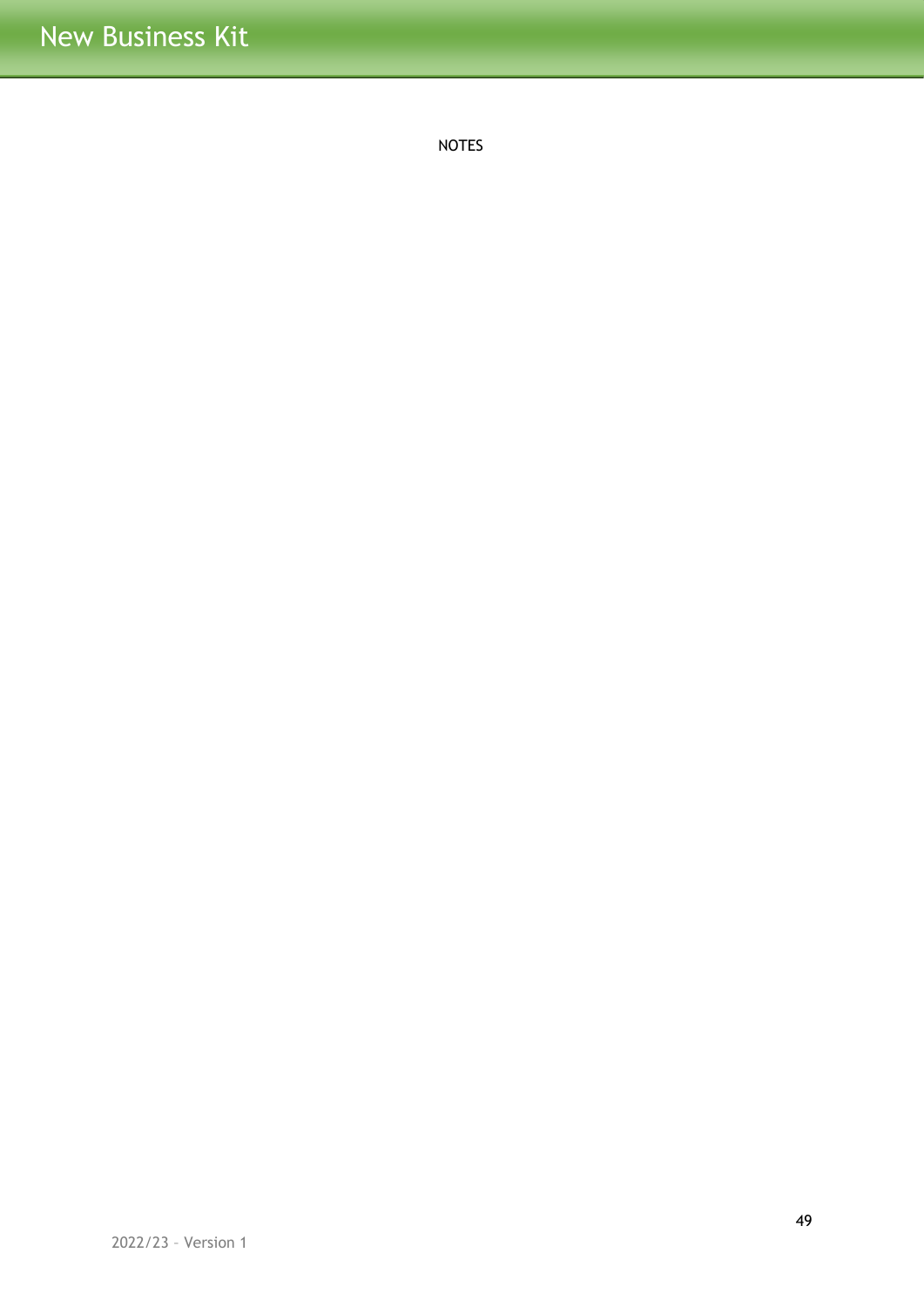NOTES